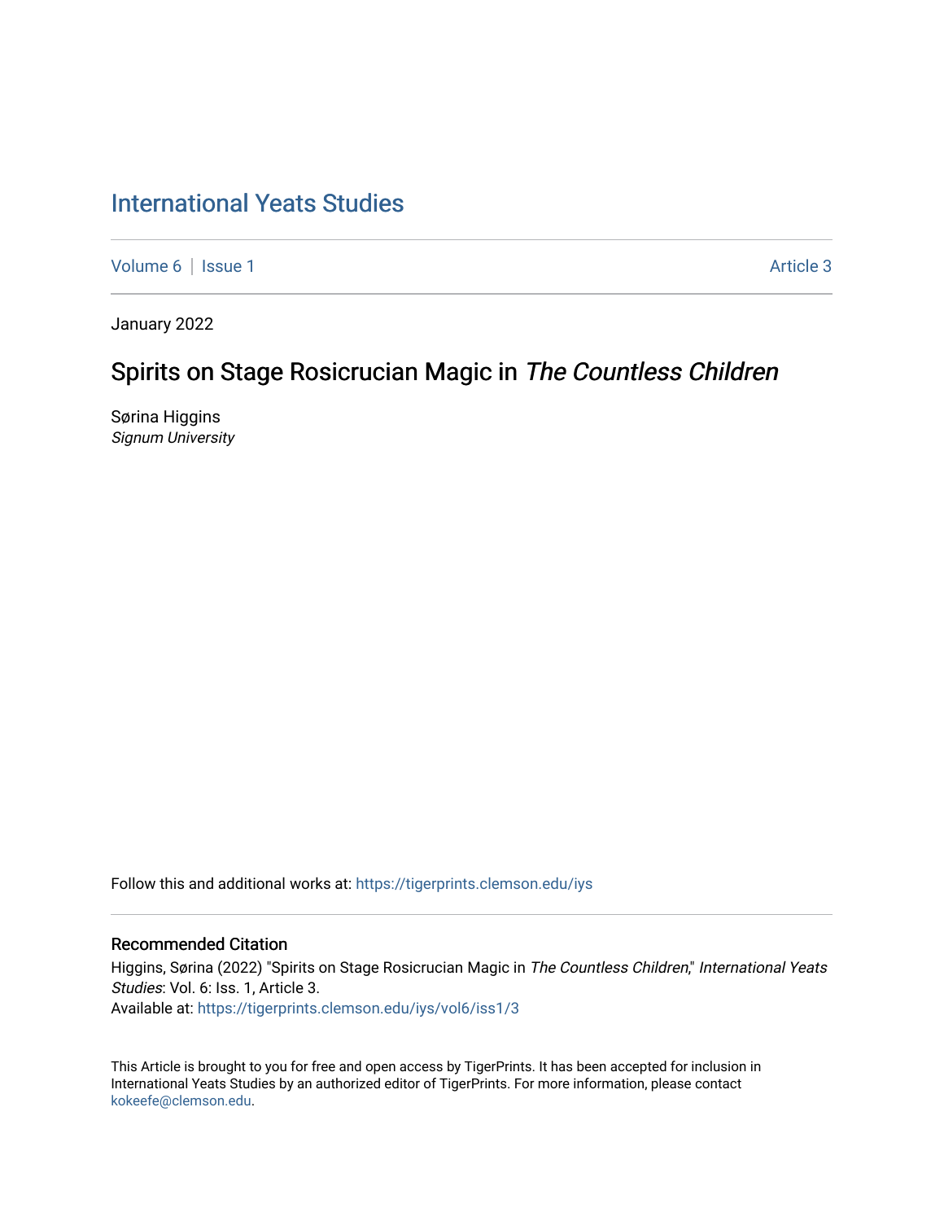# International Yeats Studies

Volume 6 | Issue 1 Article 3

January 2022

## Spirits on Stage Rosicrucian Magic in *The Countless Children*

Sørina Higgins
*Signum University*

Follow this and additional works at: https://tigerprints.clemson.edu/iys

### Recommended Citation

Higgins, Sørina (2022) "Spirits on Stage Rosicrucian Magic in *The Countless Children*," *International Yeats Studies*: Vol. 6: Iss. 1, Article 3.
Available at: https://tigerprints.clemson.edu/iys/vol6/iss1/3

This Article is brought to you for free and open access by TigerPrints. It has been accepted for inclusion in International Yeats Studies by an authorized editor of TigerPrints. For more information, please contact kokeefe@clemson.edu.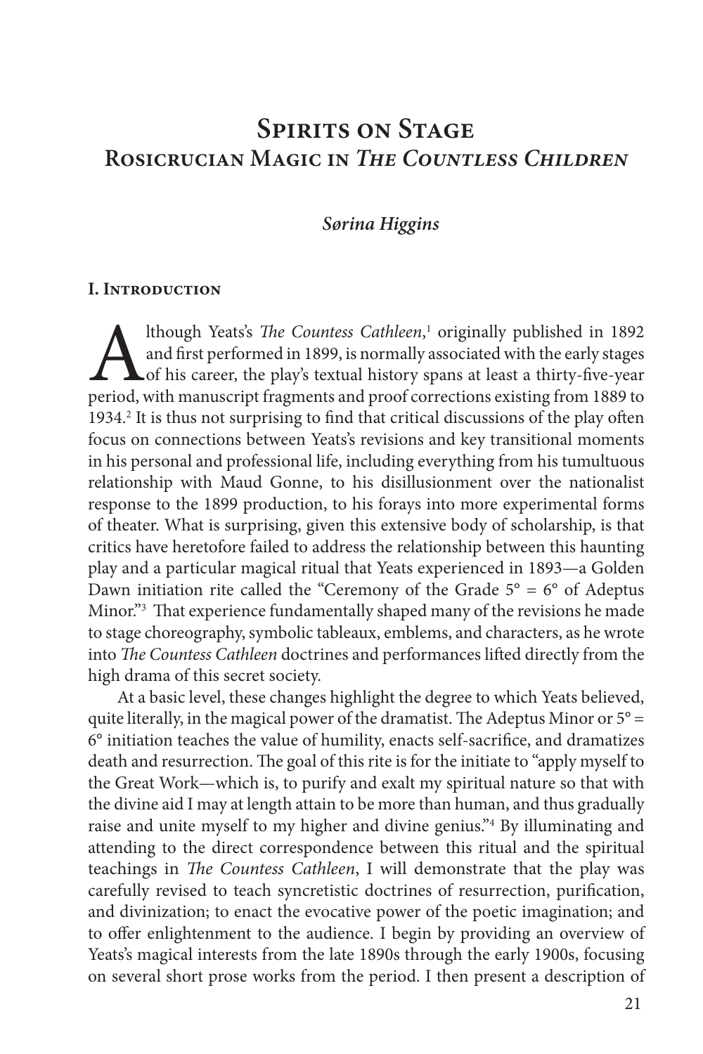# Spirits on Stage

## Rosicrucian Magic in *The Countless Children*

***Sørina Higgins***

### I. Introduction

Although Yeats's *The Countess Cathleen*,[1] originally published in 1892 and first performed in 1899, is normally associated with the early stages of his career, the play's textual history spans at least a thirty-five-year period, with manuscript fragments and proof corrections existing from 1889 to 1934.[2] It is thus not surprising to find that critical discussions of the play often focus on connections between Yeats's revisions and key transitional moments in his personal and professional life, including everything from his tumultuous relationship with Maud Gonne, to his disillusionment over the nationalist response to the 1899 production, to his forays into more experimental forms of theater. What is surprising, given this extensive body of scholarship, is that critics have heretofore failed to address the relationship between this haunting play and a particular magical ritual that Yeats experienced in 1893—a Golden Dawn initiation rite called the "Ceremony of the Grade 5° = 6° of Adeptus Minor."[3] That experience fundamentally shaped many of the revisions he made to stage choreography, symbolic tableaux, emblems, and characters, as he wrote into *The Countess Cathleen* doctrines and performances lifted directly from the high drama of this secret society.

At a basic level, these changes highlight the degree to which Yeats believed, quite literally, in the magical power of the dramatist. The Adeptus Minor or 5° = 6° initiation teaches the value of humility, enacts self-sacrifice, and dramatizes death and resurrection. The goal of this rite is for the initiate to "apply myself to the Great Work—which is, to purify and exalt my spiritual nature so that with the divine aid I may at length attain to be more than human, and thus gradually raise and unite myself to my higher and divine genius."[4] By illuminating and attending to the direct correspondence between this ritual and the spiritual teachings in *The Countess Cathleen*, I will demonstrate that the play was carefully revised to teach syncretistic doctrines of resurrection, purification, and divinization; to enact the evocative power of the poetic imagination; and to offer enlightenment to the audience. I begin by providing an overview of Yeats's magical interests from the late 1890s through the early 1900s, focusing on several short prose works from the period. I then present a description of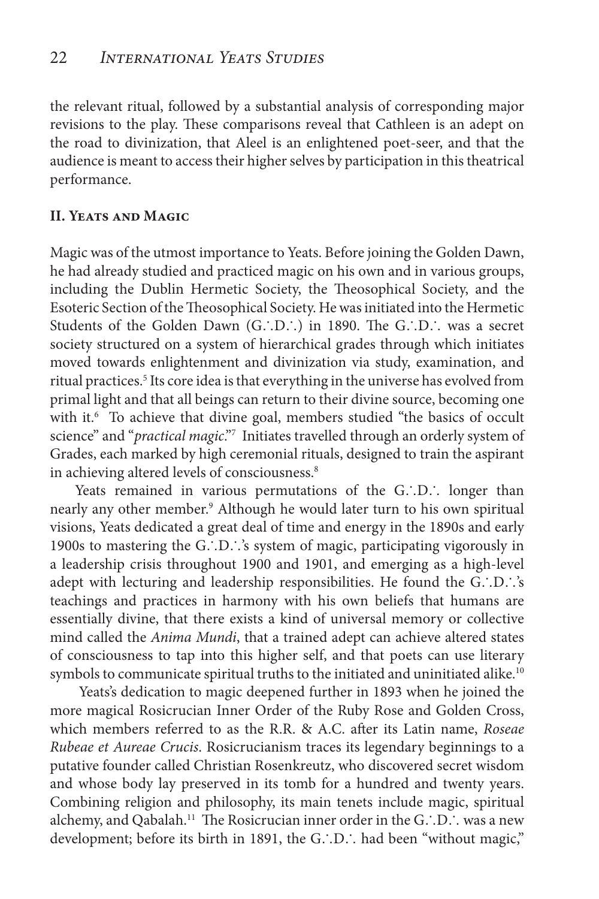the relevant ritual, followed by a substantial analysis of corresponding major revisions to the play. These comparisons reveal that Cathleen is an adept on the road to divinization, that Aleel is an enlightened poet-seer, and that the audience is meant to access their higher selves by participation in this theatrical performance.

## II. Yeats and Magic

Magic was of the utmost importance to Yeats. Before joining the Golden Dawn, he had already studied and practiced magic on his own and in various groups, including the Dublin Hermetic Society, the Theosophical Society, and the Esoteric Section of the Theosophical Society. He was initiated into the Hermetic Students of the Golden Dawn (G∴D∴) in 1890. The G∴D∴ was a secret society structured on a system of hierarchical grades through which initiates moved towards enlightenment and divinization via study, examination, and ritual practices.[5] Its core idea is that everything in the universe has evolved from primal light and that all beings can return to their divine source, becoming one with it.[6] To achieve that divine goal, members studied "the basics of occult science" and "*practical magic*."[7] Initiates travelled through an orderly system of Grades, each marked by high ceremonial rituals, designed to train the aspirant in achieving altered levels of consciousness.[8]

Yeats remained in various permutations of the G∴D∴ longer than nearly any other member.[9] Although he would later turn to his own spiritual visions, Yeats dedicated a great deal of time and energy in the 1890s and early 1900s to mastering the G∴D∴'s system of magic, participating vigorously in a leadership crisis throughout 1900 and 1901, and emerging as a high-level adept with lecturing and leadership responsibilities. He found the G∴D∴'s teachings and practices in harmony with his own beliefs that humans are essentially divine, that there exists a kind of universal memory or collective mind called the *Anima Mundi*, that a trained adept can achieve altered states of consciousness to tap into this higher self, and that poets can use literary symbols to communicate spiritual truths to the initiated and uninitiated alike.[10]

Yeats's dedication to magic deepened further in 1893 when he joined the more magical Rosicrucian Inner Order of the Ruby Rose and Golden Cross, which members referred to as the R.R. & A.C. after its Latin name, *Roseae Rubeae et Aureae Crucis*. Rosicrucianism traces its legendary beginnings to a putative founder called Christian Rosenkreutz, who discovered secret wisdom and whose body lay preserved in its tomb for a hundred and twenty years. Combining religion and philosophy, its main tenets include magic, spiritual alchemy, and Qabalah.[11] The Rosicrucian inner order in the G∴D∴ was a new development; before its birth in 1891, the G∴D∴ had been "without magic,"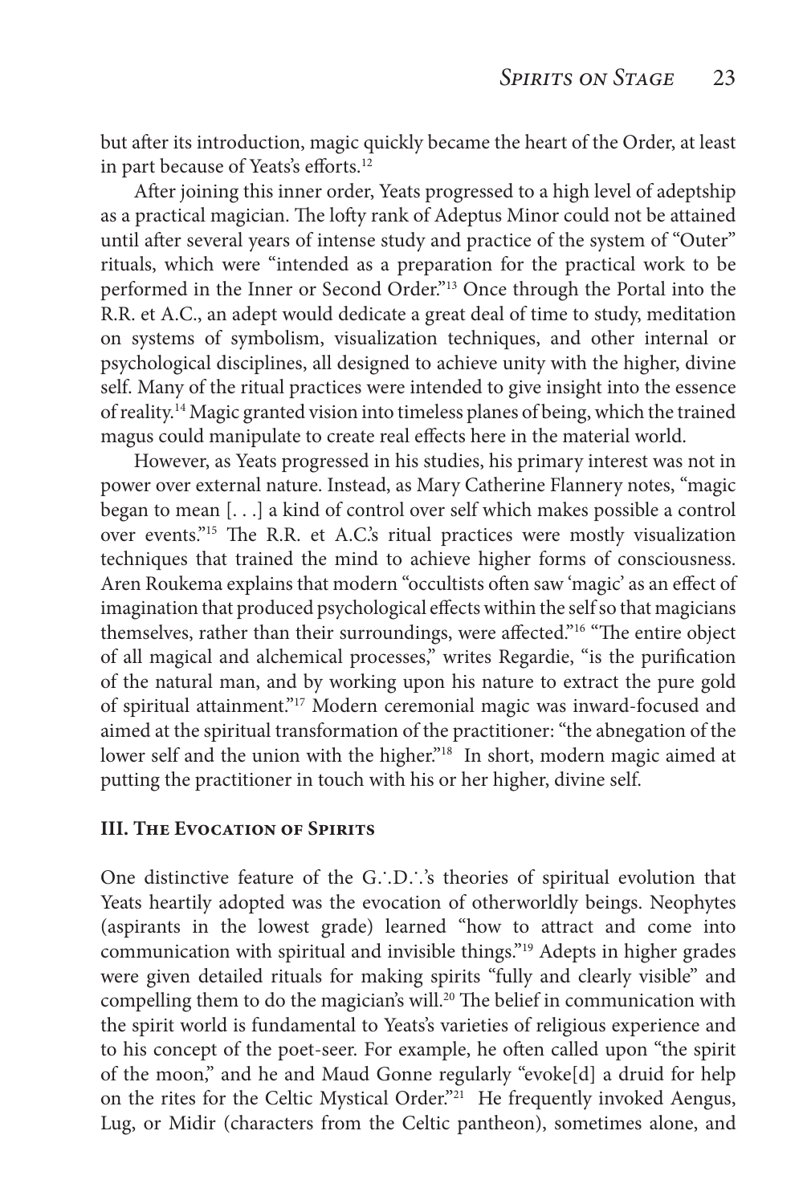but after its introduction, magic quickly became the heart of the Order, at least in part because of Yeats's efforts.[12]

After joining this inner order, Yeats progressed to a high level of adeptship as a practical magician. The lofty rank of Adeptus Minor could not be attained until after several years of intense study and practice of the system of "Outer" rituals, which were "intended as a preparation for the practical work to be performed in the Inner or Second Order."[13] Once through the Portal into the R.R. et A.C., an adept would dedicate a great deal of time to study, meditation on systems of symbolism, visualization techniques, and other internal or psychological disciplines, all designed to achieve unity with the higher, divine self. Many of the ritual practices were intended to give insight into the essence of reality.[14] Magic granted vision into timeless planes of being, which the trained magus could manipulate to create real effects here in the material world.

However, as Yeats progressed in his studies, his primary interest was not in power over external nature. Instead, as Mary Catherine Flannery notes, "magic began to mean [. . .] a kind of control over self which makes possible a control over events."[15] The R.R. et A.C.'s ritual practices were mostly visualization techniques that trained the mind to achieve higher forms of consciousness. Aren Roukema explains that modern "occultists often saw 'magic' as an effect of imagination that produced psychological effects within the self so that magicians themselves, rather than their surroundings, were affected."[16] "The entire object of all magical and alchemical processes," writes Regardie, "is the purification of the natural man, and by working upon his nature to extract the pure gold of spiritual attainment."[17] Modern ceremonial magic was inward-focused and aimed at the spiritual transformation of the practitioner: "the abnegation of the lower self and the union with the higher."[18] In short, modern magic aimed at putting the practitioner in touch with his or her higher, divine self.

### III. The Evocation of Spirits

One distinctive feature of the G∴D∴'s theories of spiritual evolution that Yeats heartily adopted was the evocation of otherworldly beings. Neophytes (aspirants in the lowest grade) learned "how to attract and come into communication with spiritual and invisible things."[19] Adepts in higher grades were given detailed rituals for making spirits "fully and clearly visible" and compelling them to do the magician's will.[20] The belief in communication with the spirit world is fundamental to Yeats's varieties of religious experience and to his concept of the poet-seer. For example, he often called upon "the spirit of the moon," and he and Maud Gonne regularly "evoke[d] a druid for help on the rites for the Celtic Mystical Order."[21] He frequently invoked Aengus, Lug, or Midir (characters from the Celtic pantheon), sometimes alone, and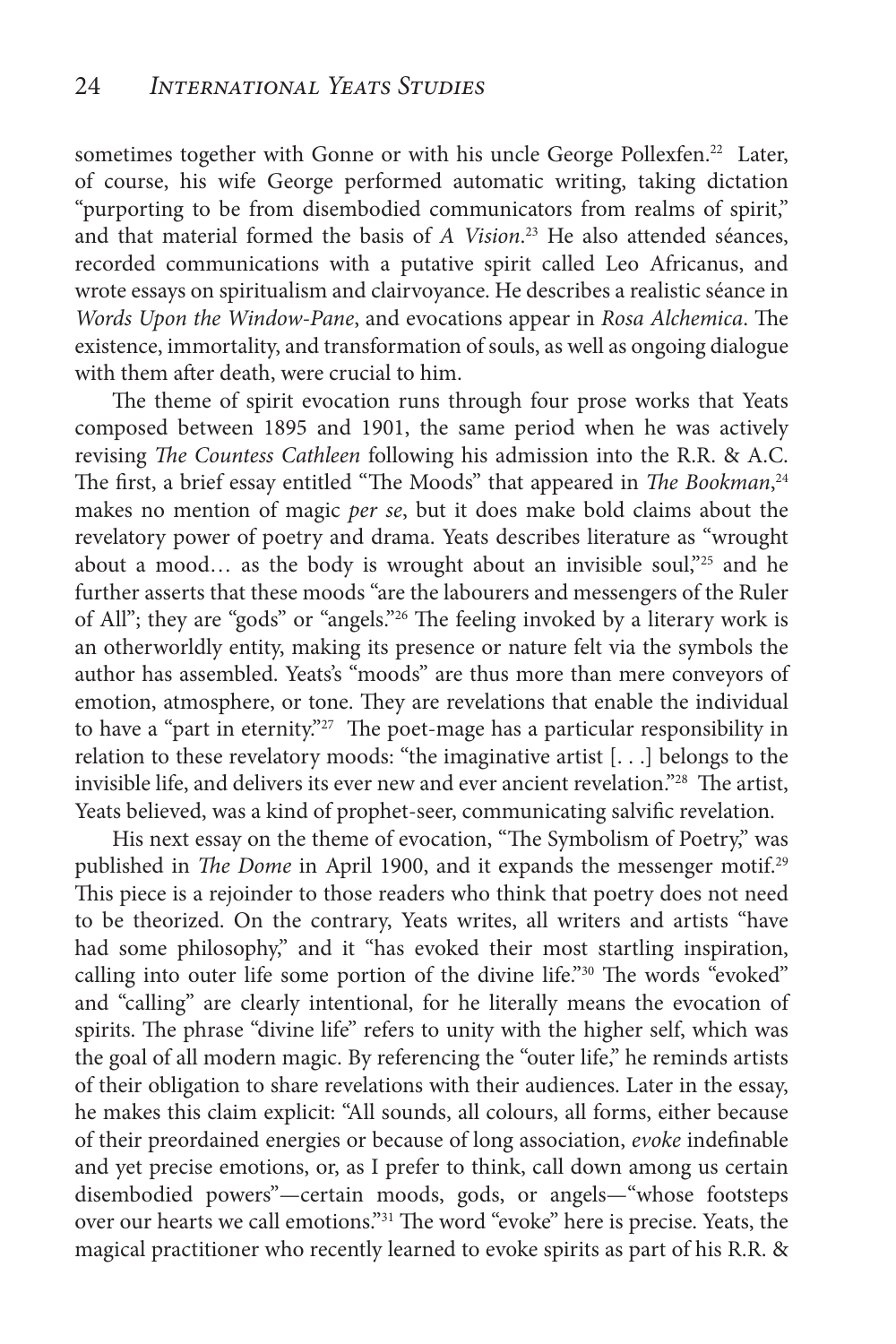sometimes together with Gonne or with his uncle George Pollexfen.[22] Later, of course, his wife George performed automatic writing, taking dictation "purporting to be from disembodied communicators from realms of spirit," and that material formed the basis of *A Vision*.[23] He also attended séances, recorded communications with a putative spirit called Leo Africanus, and wrote essays on spiritualism and clairvoyance. He describes a realistic séance in *Words Upon the Window-Pane*, and evocations appear in *Rosa Alchemica*. The existence, immortality, and transformation of souls, as well as ongoing dialogue with them after death, were crucial to him.

The theme of spirit evocation runs through four prose works that Yeats composed between 1895 and 1901, the same period when he was actively revising *The Countess Cathleen* following his admission into the R.R. & A.C. The first, a brief essay entitled "The Moods" that appeared in *The Bookman*,[24] makes no mention of magic *per se*, but it does make bold claims about the revelatory power of poetry and drama. Yeats describes literature as "wrought about a mood… as the body is wrought about an invisible soul,"[25] and he further asserts that these moods "are the labourers and messengers of the Ruler of All"; they are "gods" or "angels."[26] The feeling invoked by a literary work is an otherworldly entity, making its presence or nature felt via the symbols the author has assembled. Yeats's "moods" are thus more than mere conveyors of emotion, atmosphere, or tone. They are revelations that enable the individual to have a "part in eternity."[27] The poet-mage has a particular responsibility in relation to these revelatory moods: "the imaginative artist [. . .] belongs to the invisible life, and delivers its ever new and ever ancient revelation."[28] The artist, Yeats believed, was a kind of prophet-seer, communicating salvific revelation.

His next essay on the theme of evocation, "The Symbolism of Poetry," was published in *The Dome* in April 1900, and it expands the messenger motif.[29] This piece is a rejoinder to those readers who think that poetry does not need to be theorized. On the contrary, Yeats writes, all writers and artists "have had some philosophy," and it "has evoked their most startling inspiration, calling into outer life some portion of the divine life."[30] The words "evoked" and "calling" are clearly intentional, for he literally means the evocation of spirits. The phrase "divine life" refers to unity with the higher self, which was the goal of all modern magic. By referencing the "outer life," he reminds artists of their obligation to share revelations with their audiences. Later in the essay, he makes this claim explicit: "All sounds, all colours, all forms, either because of their preordained energies or because of long association, *evoke* indefinable and yet precise emotions, or, as I prefer to think, call down among us certain disembodied powers"—certain moods, gods, or angels—"whose footsteps over our hearts we call emotions."[31] The word "evoke" here is precise. Yeats, the magical practitioner who recently learned to evoke spirits as part of his R.R. &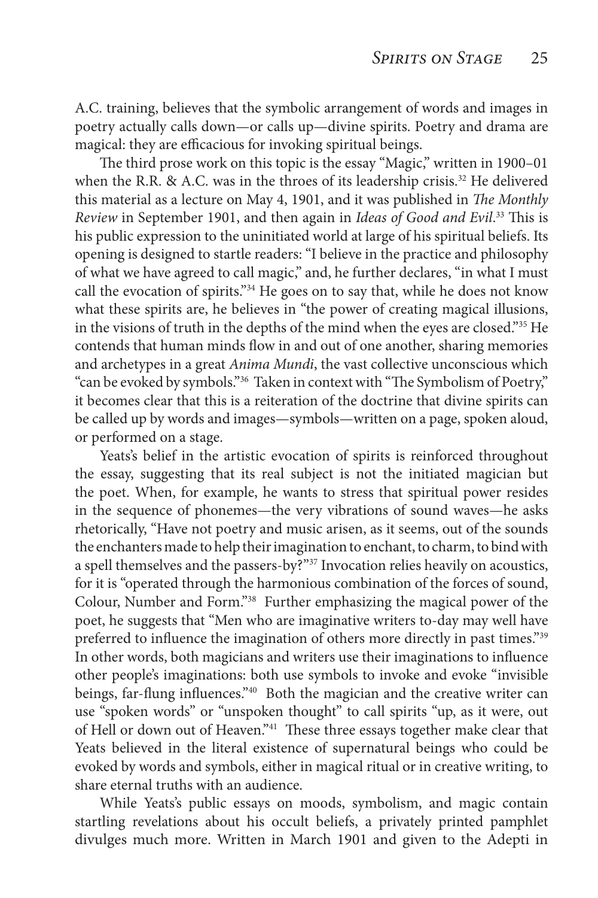A.C. training, believes that the symbolic arrangement of words and images in poetry actually calls down—or calls up—divine spirits. Poetry and drama are magical: they are efficacious for invoking spiritual beings.

The third prose work on this topic is the essay "Magic," written in 1900–01 when the R.R. & A.C. was in the throes of its leadership crisis.[32] He delivered this material as a lecture on May 4, 1901, and it was published in *The Monthly Review* in September 1901, and then again in *Ideas of Good and Evil*.[33] This is his public expression to the uninitiated world at large of his spiritual beliefs. Its opening is designed to startle readers: "I believe in the practice and philosophy of what we have agreed to call magic," and, he further declares, "in what I must call the evocation of spirits."[34] He goes on to say that, while he does not know what these spirits are, he believes in "the power of creating magical illusions, in the visions of truth in the depths of the mind when the eyes are closed."[35] He contends that human minds flow in and out of one another, sharing memories and archetypes in a great *Anima Mundi*, the vast collective unconscious which "can be evoked by symbols."[36] Taken in context with "The Symbolism of Poetry," it becomes clear that this is a reiteration of the doctrine that divine spirits can be called up by words and images—symbols—written on a page, spoken aloud, or performed on a stage.

Yeats's belief in the artistic evocation of spirits is reinforced throughout the essay, suggesting that its real subject is not the initiated magician but the poet. When, for example, he wants to stress that spiritual power resides in the sequence of phonemes—the very vibrations of sound waves—he asks rhetorically, "Have not poetry and music arisen, as it seems, out of the sounds the enchanters made to help their imagination to enchant, to charm, to bind with a spell themselves and the passers-by?"[37] Invocation relies heavily on acoustics, for it is "operated through the harmonious combination of the forces of sound, Colour, Number and Form."[38] Further emphasizing the magical power of the poet, he suggests that "Men who are imaginative writers to-day may well have preferred to influence the imagination of others more directly in past times."[39] In other words, both magicians and writers use their imaginations to influence other people's imaginations: both use symbols to invoke and evoke "invisible beings, far-flung influences."[40] Both the magician and the creative writer can use "spoken words" or "unspoken thought" to call spirits "up, as it were, out of Hell or down out of Heaven."[41] These three essays together make clear that Yeats believed in the literal existence of supernatural beings who could be evoked by words and symbols, either in magical ritual or in creative writing, to share eternal truths with an audience.

While Yeats's public essays on moods, symbolism, and magic contain startling revelations about his occult beliefs, a privately printed pamphlet divulges much more. Written in March 1901 and given to the Adepti in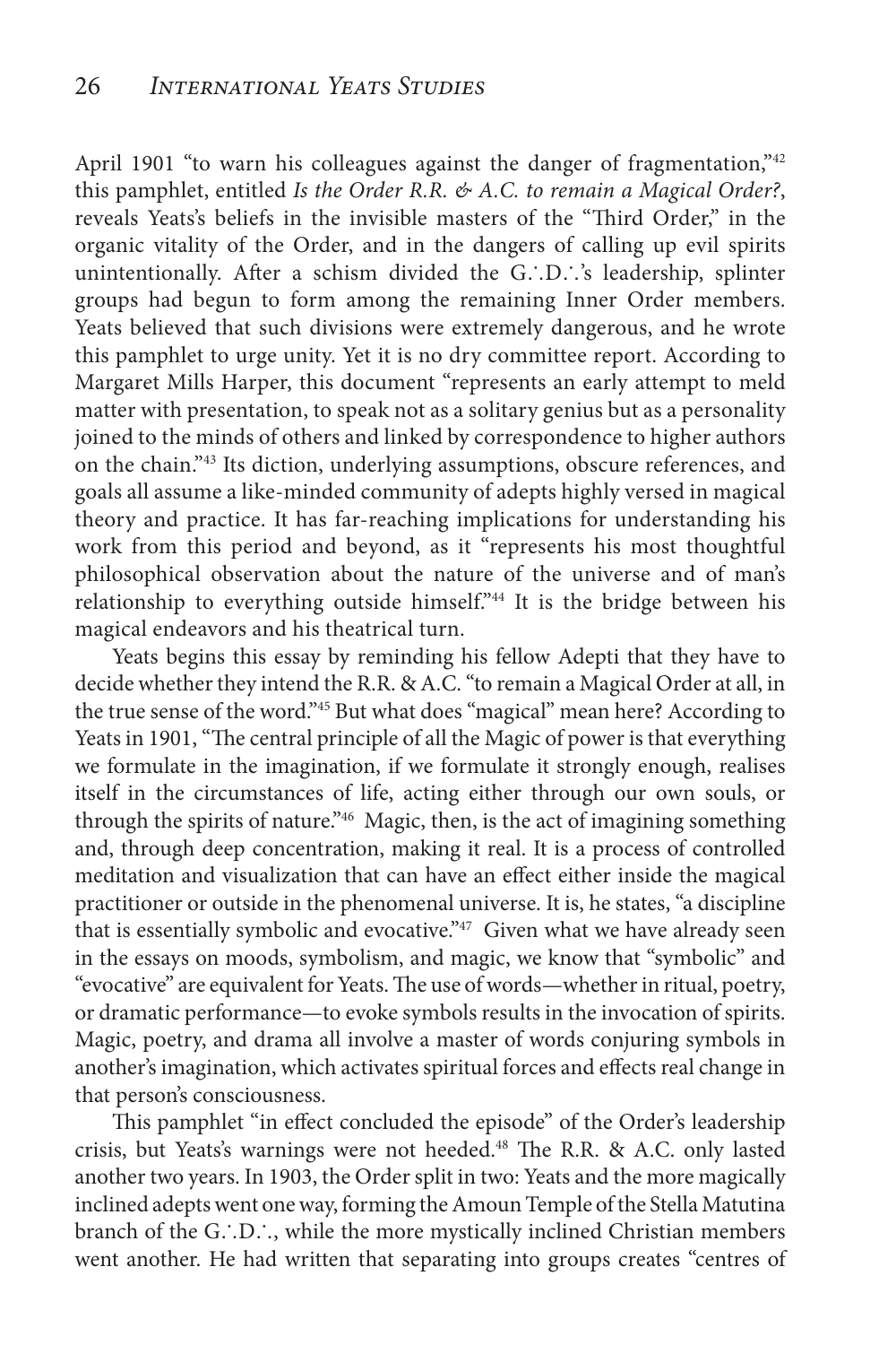April 1901 "to warn his colleagues against the danger of fragmentation,"[42] this pamphlet, entitled *Is the Order R.R. & A.C. to remain a Magical Order?*, reveals Yeats's beliefs in the invisible masters of the "Third Order," in the organic vitality of the Order, and in the dangers of calling up evil spirits unintentionally. After a schism divided the G.˙.D.˙.'s leadership, splinter groups had begun to form among the remaining Inner Order members. Yeats believed that such divisions were extremely dangerous, and he wrote this pamphlet to urge unity. Yet it is no dry committee report. According to Margaret Mills Harper, this document "represents an early attempt to meld matter with presentation, to speak not as a solitary genius but as a personality joined to the minds of others and linked by correspondence to higher authors on the chain."[43] Its diction, underlying assumptions, obscure references, and goals all assume a like-minded community of adepts highly versed in magical theory and practice. It has far-reaching implications for understanding his work from this period and beyond, as it "represents his most thoughtful philosophical observation about the nature of the universe and of man's relationship to everything outside himself."[44] It is the bridge between his magical endeavors and his theatrical turn.

Yeats begins this essay by reminding his fellow Adepti that they have to decide whether they intend the R.R. & A.C. "to remain a Magical Order at all, in the true sense of the word."[45] But what does "magical" mean here? According to Yeats in 1901, "The central principle of all the Magic of power is that everything we formulate in the imagination, if we formulate it strongly enough, realises itself in the circumstances of life, acting either through our own souls, or through the spirits of nature."[46] Magic, then, is the act of imagining something and, through deep concentration, making it real. It is a process of controlled meditation and visualization that can have an effect either inside the magical practitioner or outside in the phenomenal universe. It is, he states, "a discipline that is essentially symbolic and evocative."[47] Given what we have already seen in the essays on moods, symbolism, and magic, we know that "symbolic" and "evocative" are equivalent for Yeats. The use of words—whether in ritual, poetry, or dramatic performance—to evoke symbols results in the invocation of spirits. Magic, poetry, and drama all involve a master of words conjuring symbols in another's imagination, which activates spiritual forces and effects real change in that person's consciousness.

This pamphlet "in effect concluded the episode" of the Order's leadership crisis, but Yeats's warnings were not heeded.[48] The R.R. & A.C. only lasted another two years. In 1903, the Order split in two: Yeats and the more magically inclined adepts went one way, forming the Amoun Temple of the Stella Matutina branch of the G.˙.D.˙., while the more mystically inclined Christian members went another. He had written that separating into groups creates "centres of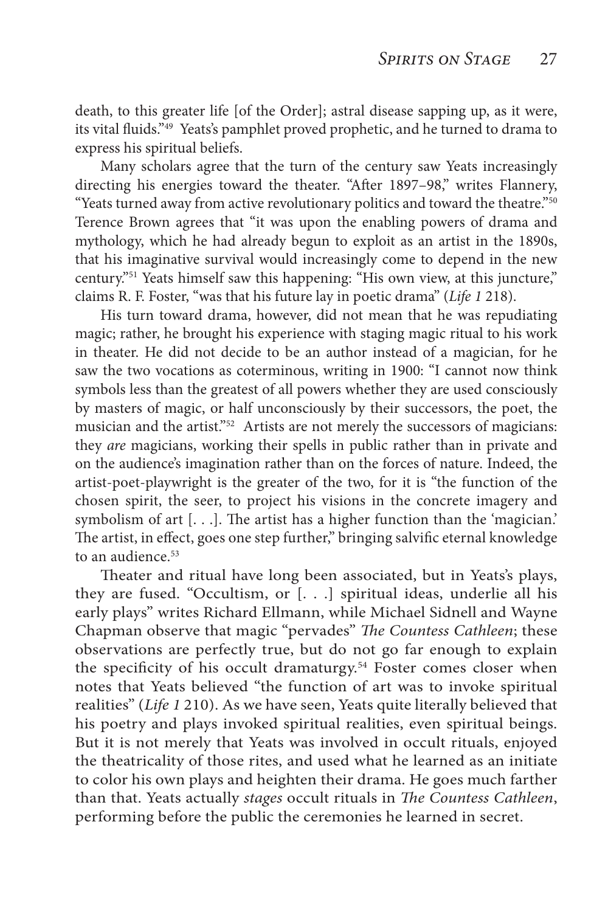death, to this greater life [of the Order]; astral disease sapping up, as it were, its vital fluids."[49] Yeats's pamphlet proved prophetic, and he turned to drama to express his spiritual beliefs.

Many scholars agree that the turn of the century saw Yeats increasingly directing his energies toward the theater. "After 1897–98," writes Flannery, "Yeats turned away from active revolutionary politics and toward the theatre."[50] Terence Brown agrees that "it was upon the enabling powers of drama and mythology, which he had already begun to exploit as an artist in the 1890s, that his imaginative survival would increasingly come to depend in the new century."[51] Yeats himself saw this happening: "His own view, at this juncture," claims R. F. Foster, "was that his future lay in poetic drama" (*Life 1* 218).

His turn toward drama, however, did not mean that he was repudiating magic; rather, he brought his experience with staging magic ritual to his work in theater. He did not decide to be an author instead of a magician, for he saw the two vocations as coterminous, writing in 1900: "I cannot now think symbols less than the greatest of all powers whether they are used consciously by masters of magic, or half unconsciously by their successors, the poet, the musician and the artist."[52] Artists are not merely the successors of magicians: they *are* magicians, working their spells in public rather than in private and on the audience's imagination rather than on the forces of nature. Indeed, the artist-poet-playwright is the greater of the two, for it is "the function of the chosen spirit, the seer, to project his visions in the concrete imagery and symbolism of art [. . .]. The artist has a higher function than the 'magician.' The artist, in effect, goes one step further," bringing salvific eternal knowledge to an audience.[53]

Theater and ritual have long been associated, but in Yeats's plays, they are fused. "Occultism, or [. . .] spiritual ideas, underlie all his early plays" writes Richard Ellmann, while Michael Sidnell and Wayne Chapman observe that magic "pervades" *The Countess Cathleen*; these observations are perfectly true, but do not go far enough to explain the specificity of his occult dramaturgy.[54] Foster comes closer when notes that Yeats believed "the function of art was to invoke spiritual realities" (*Life 1* 210). As we have seen, Yeats quite literally believed that his poetry and plays invoked spiritual realities, even spiritual beings. But it is not merely that Yeats was involved in occult rituals, enjoyed the theatricality of those rites, and used what he learned as an initiate to color his own plays and heighten their drama. He goes much farther than that. Yeats actually *stages* occult rituals in *The Countess Cathleen*, performing before the public the ceremonies he learned in secret.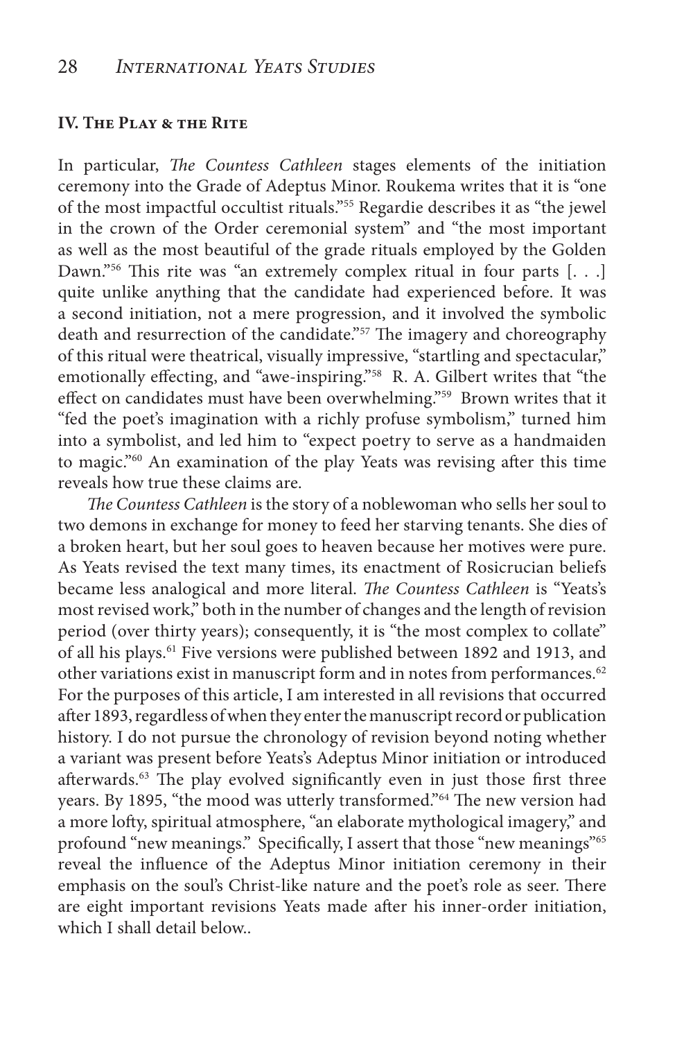## IV. The Play & the Rite

In particular, *The Countess Cathleen* stages elements of the initiation ceremony into the Grade of Adeptus Minor. Roukema writes that it is "one of the most impactful occultist rituals."[55] Regardie describes it as "the jewel in the crown of the Order ceremonial system" and "the most important as well as the most beautiful of the grade rituals employed by the Golden Dawn."[56] This rite was "an extremely complex ritual in four parts [. . .] quite unlike anything that the candidate had experienced before. It was a second initiation, not a mere progression, and it involved the symbolic death and resurrection of the candidate."[57] The imagery and choreography of this ritual were theatrical, visually impressive, "startling and spectacular," emotionally effecting, and "awe-inspiring."[58] R. A. Gilbert writes that "the effect on candidates must have been overwhelming."[59] Brown writes that it "fed the poet's imagination with a richly profuse symbolism," turned him into a symbolist, and led him to "expect poetry to serve as a handmaiden to magic."[60] An examination of the play Yeats was revising after this time reveals how true these claims are.

*The Countess Cathleen* is the story of a noblewoman who sells her soul to two demons in exchange for money to feed her starving tenants. She dies of a broken heart, but her soul goes to heaven because her motives were pure. As Yeats revised the text many times, its enactment of Rosicrucian beliefs became less analogical and more literal. *The Countess Cathleen* is "Yeats's most revised work," both in the number of changes and the length of revision period (over thirty years); consequently, it is "the most complex to collate" of all his plays.[61] Five versions were published between 1892 and 1913, and other variations exist in manuscript form and in notes from performances.[62] For the purposes of this article, I am interested in all revisions that occurred after 1893, regardless of when they enter the manuscript record or publication history. I do not pursue the chronology of revision beyond noting whether a variant was present before Yeats's Adeptus Minor initiation or introduced afterwards.[63] The play evolved significantly even in just those first three years. By 1895, "the mood was utterly transformed."[64] The new version had a more lofty, spiritual atmosphere, "an elaborate mythological imagery," and profound "new meanings." Specifically, I assert that those "new meanings"[65] reveal the influence of the Adeptus Minor initiation ceremony in their emphasis on the soul's Christ-like nature and the poet's role as seer. There are eight important revisions Yeats made after his inner-order initiation, which I shall detail below..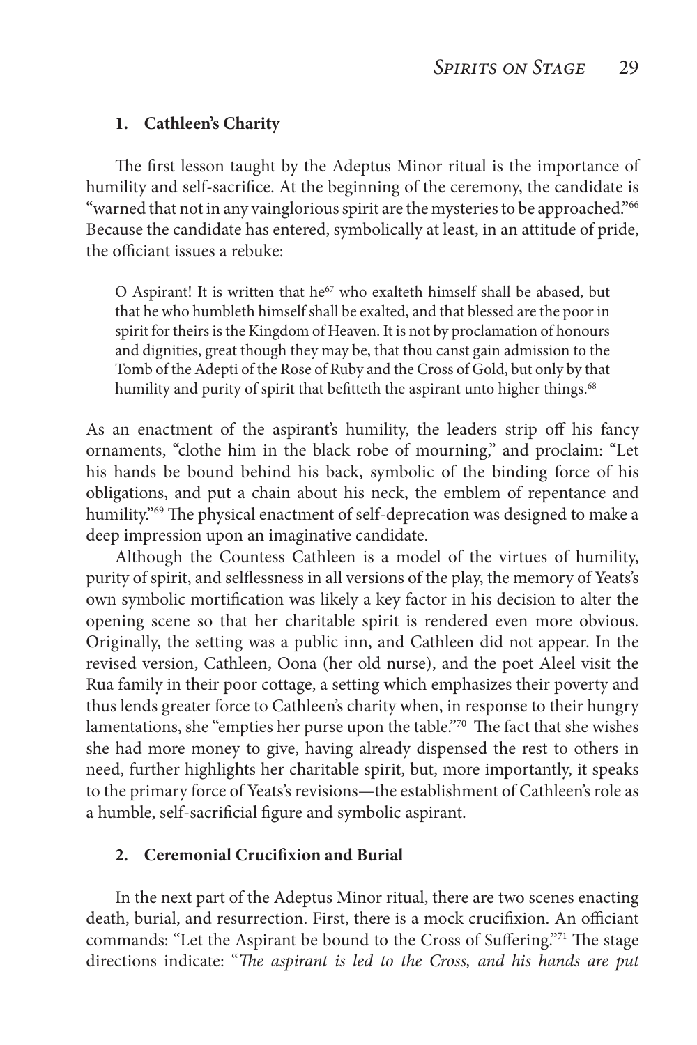### 1. Cathleen's Charity

The first lesson taught by the Adeptus Minor ritual is the importance of humility and self-sacrifice. At the beginning of the ceremony, the candidate is "warned that not in any vainglorious spirit are the mysteries to be approached."[66] Because the candidate has entered, symbolically at least, in an attitude of pride, the officiant issues a rebuke:

> O Aspirant! It is written that he[67] who exalteth himself shall be abased, but that he who humbleth himself shall be exalted, and that blessed are the poor in spirit for theirs is the Kingdom of Heaven. It is not by proclamation of honours and dignities, great though they may be, that thou canst gain admission to the Tomb of the Adepti of the Rose of Ruby and the Cross of Gold, but only by that humility and purity of spirit that befitteth the aspirant unto higher things.[68]

As an enactment of the aspirant's humility, the leaders strip off his fancy ornaments, "clothe him in the black robe of mourning," and proclaim: "Let his hands be bound behind his back, symbolic of the binding force of his obligations, and put a chain about his neck, the emblem of repentance and humility."[69] The physical enactment of self-deprecation was designed to make a deep impression upon an imaginative candidate.

Although the Countess Cathleen is a model of the virtues of humility, purity of spirit, and selflessness in all versions of the play, the memory of Yeats's own symbolic mortification was likely a key factor in his decision to alter the opening scene so that her charitable spirit is rendered even more obvious. Originally, the setting was a public inn, and Cathleen did not appear. In the revised version, Cathleen, Oona (her old nurse), and the poet Aleel visit the Rua family in their poor cottage, a setting which emphasizes their poverty and thus lends greater force to Cathleen's charity when, in response to their hungry lamentations, she "empties her purse upon the table."[70] The fact that she wishes she had more money to give, having already dispensed the rest to others in need, further highlights her charitable spirit, but, more importantly, it speaks to the primary force of Yeats's revisions—the establishment of Cathleen's role as a humble, self-sacrificial figure and symbolic aspirant.

### 2. Ceremonial Crucifixion and Burial

In the next part of the Adeptus Minor ritual, there are two scenes enacting death, burial, and resurrection. First, there is a mock crucifixion. An officiant commands: "Let the Aspirant be bound to the Cross of Suffering."[71] The stage directions indicate: "*The aspirant is led to the Cross, and his hands are put*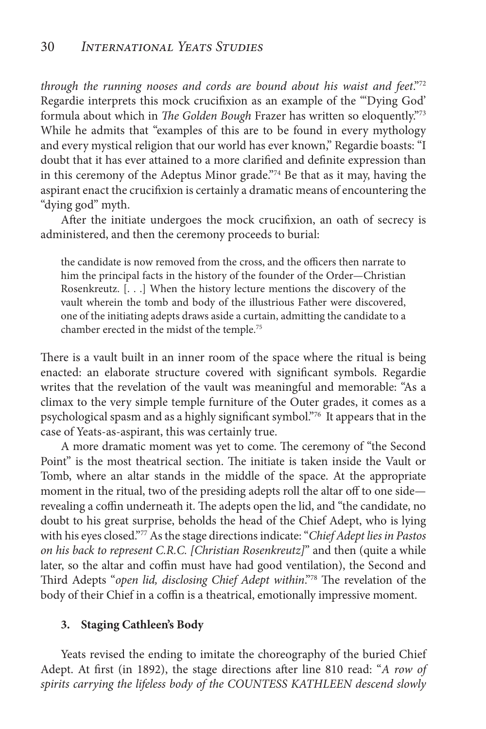*through the running nooses and cords are bound about his waist and feet*."[72] Regardie interprets this mock crucifixion as an example of the "'Dying God' formula about which in *The Golden Bough* Frazer has written so eloquently."[73] While he admits that "examples of this are to be found in every mythology and every mystical religion that our world has ever known," Regardie boasts: "I doubt that it has ever attained to a more clarified and definite expression than in this ceremony of the Adeptus Minor grade."[74] Be that as it may, having the aspirant enact the crucifixion is certainly a dramatic means of encountering the "dying god" myth.

After the initiate undergoes the mock crucifixion, an oath of secrecy is administered, and then the ceremony proceeds to burial:

> the candidate is now removed from the cross, and the officers then narrate to him the principal facts in the history of the founder of the Order—Christian Rosenkreutz. [. . .] When the history lecture mentions the discovery of the vault wherein the tomb and body of the illustrious Father were discovered, one of the initiating adepts draws aside a curtain, admitting the candidate to a chamber erected in the midst of the temple.[75]

There is a vault built in an inner room of the space where the ritual is being enacted: an elaborate structure covered with significant symbols. Regardie writes that the revelation of the vault was meaningful and memorable: "As a climax to the very simple temple furniture of the Outer grades, it comes as a psychological spasm and as a highly significant symbol."[76] It appears that in the case of Yeats-as-aspirant, this was certainly true.

A more dramatic moment was yet to come. The ceremony of "the Second Point" is the most theatrical section. The initiate is taken inside the Vault or Tomb, where an altar stands in the middle of the space. At the appropriate moment in the ritual, two of the presiding adepts roll the altar off to one side—revealing a coffin underneath it. The adepts open the lid, and "the candidate, no doubt to his great surprise, beholds the head of the Chief Adept, who is lying with his eyes closed."[77] As the stage directions indicate: "*Chief Adept lies in Pastos on his back to represent C.R.C. [Christian Rosenkreutz]*" and then (quite a while later, so the altar and coffin must have had good ventilation), the Second and Third Adepts "*open lid, disclosing Chief Adept within*."[78] The revelation of the body of their Chief in a coffin is a theatrical, emotionally impressive moment.

### 3. Staging Cathleen's Body

Yeats revised the ending to imitate the choreography of the buried Chief Adept. At first (in 1892), the stage directions after line 810 read: "*A row of spirits carrying the lifeless body of the COUNTESS KATHLEEN descend slowly*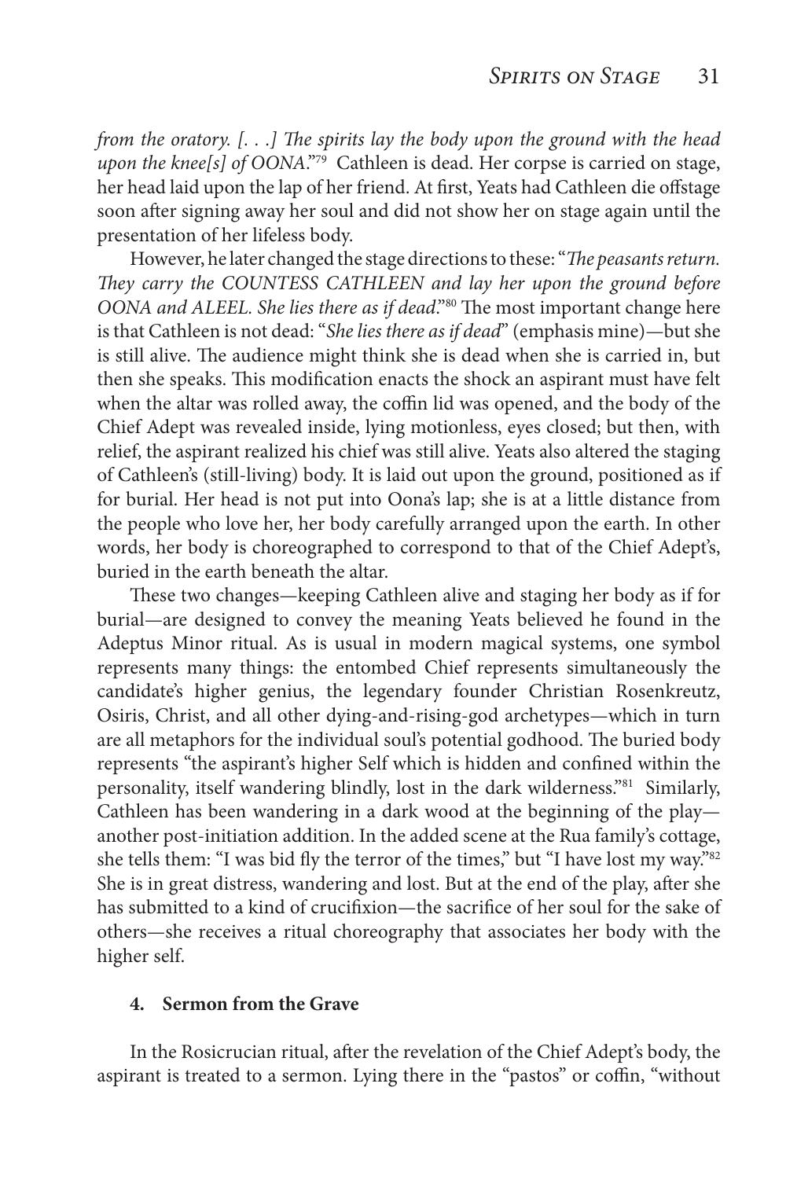*from the oratory. [. . .] The spirits lay the body upon the ground with the head upon the knee[s] of OONA*."[79] Cathleen is dead. Her corpse is carried on stage, her head laid upon the lap of her friend. At first, Yeats had Cathleen die offstage soon after signing away her soul and did not show her on stage again until the presentation of her lifeless body.

However, he later changed the stage directions to these: "*The peasants return. They carry the COUNTESS CATHLEEN and lay her upon the ground before OONA and ALEEL. She lies there as if dead*."[80] The most important change here is that Cathleen is not dead: "*She lies there as if dead*" (emphasis mine)—but she is still alive. The audience might think she is dead when she is carried in, but then she speaks. This modification enacts the shock an aspirant must have felt when the altar was rolled away, the coffin lid was opened, and the body of the Chief Adept was revealed inside, lying motionless, eyes closed; but then, with relief, the aspirant realized his chief was still alive. Yeats also altered the staging of Cathleen's (still-living) body. It is laid out upon the ground, positioned as if for burial. Her head is not put into Oona's lap; she is at a little distance from the people who love her, her body carefully arranged upon the earth. In other words, her body is choreographed to correspond to that of the Chief Adept's, buried in the earth beneath the altar.

These two changes—keeping Cathleen alive and staging her body as if for burial—are designed to convey the meaning Yeats believed he found in the Adeptus Minor ritual. As is usual in modern magical systems, one symbol represents many things: the entombed Chief represents simultaneously the candidate's higher genius, the legendary founder Christian Rosenkreutz, Osiris, Christ, and all other dying-and-rising-god archetypes—which in turn are all metaphors for the individual soul's potential godhood. The buried body represents "the aspirant's higher Self which is hidden and confined within the personality, itself wandering blindly, lost in the dark wilderness."[81] Similarly, Cathleen has been wandering in a dark wood at the beginning of the play—another post-initiation addition. In the added scene at the Rua family's cottage, she tells them: "I was bid fly the terror of the times," but "I have lost my way."[82] She is in great distress, wandering and lost. But at the end of the play, after she has submitted to a kind of crucifixion—the sacrifice of her soul for the sake of others—she receives a ritual choreography that associates her body with the higher self.

#### 4. Sermon from the Grave

In the Rosicrucian ritual, after the revelation of the Chief Adept's body, the aspirant is treated to a sermon. Lying there in the "pastos" or coffin, "without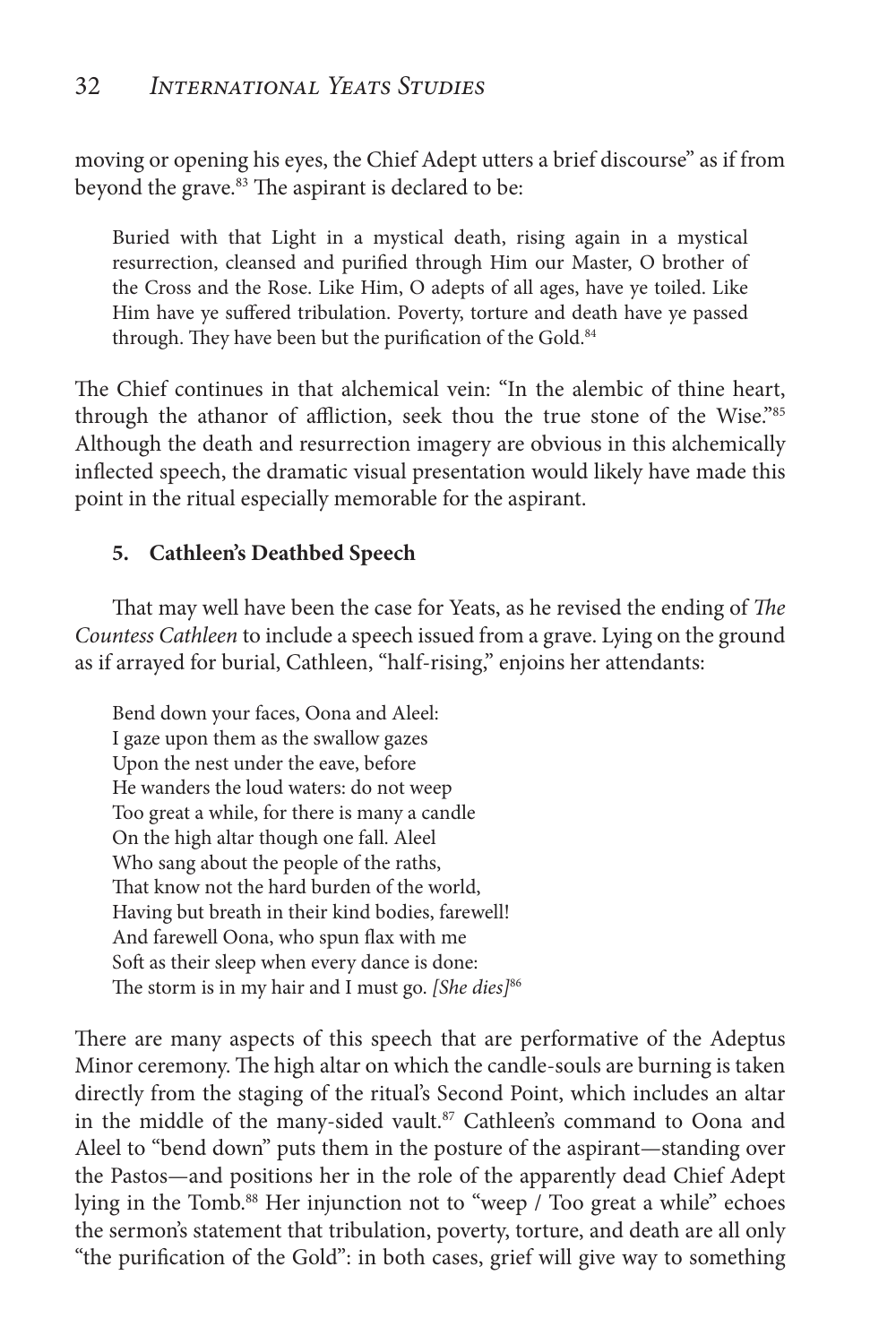moving or opening his eyes, the Chief Adept utters a brief discourse" as if from beyond the grave.[83] The aspirant is declared to be:

> Buried with that Light in a mystical death, rising again in a mystical resurrection, cleansed and purified through Him our Master, O brother of the Cross and the Rose. Like Him, O adepts of all ages, have ye toiled. Like Him have ye suffered tribulation. Poverty, torture and death have ye passed through. They have been but the purification of the Gold.[84]

The Chief continues in that alchemical vein: "In the alembic of thine heart, through the athanor of affliction, seek thou the true stone of the Wise."[85] Although the death and resurrection imagery are obvious in this alchemically inflected speech, the dramatic visual presentation would likely have made this point in the ritual especially memorable for the aspirant.

### 5. Cathleen's Deathbed Speech

That may well have been the case for Yeats, as he revised the ending of *The Countess Cathleen* to include a speech issued from a grave. Lying on the ground as if arrayed for burial, Cathleen, "half-rising," enjoins her attendants:

> Bend down your faces, Oona and Aleel:
> I gaze upon them as the swallow gazes
> Upon the nest under the eave, before
> He wanders the loud waters: do not weep
> Too great a while, for there is many a candle
> On the high altar though one fall. Aleel
> Who sang about the people of the raths,
> That know not the hard burden of the world,
> Having but breath in their kind bodies, farewell!
> And farewell Oona, who spun flax with me
> Soft as their sleep when every dance is done:
> The storm is in my hair and I must go. *[She dies]*[86]

There are many aspects of this speech that are performative of the Adeptus Minor ceremony. The high altar on which the candle-souls are burning is taken directly from the staging of the ritual's Second Point, which includes an altar in the middle of the many-sided vault.[87] Cathleen's command to Oona and Aleel to "bend down" puts them in the posture of the aspirant—standing over the Pastos—and positions her in the role of the apparently dead Chief Adept lying in the Tomb.[88] Her injunction not to "weep / Too great a while" echoes the sermon's statement that tribulation, poverty, torture, and death are all only "the purification of the Gold": in both cases, grief will give way to something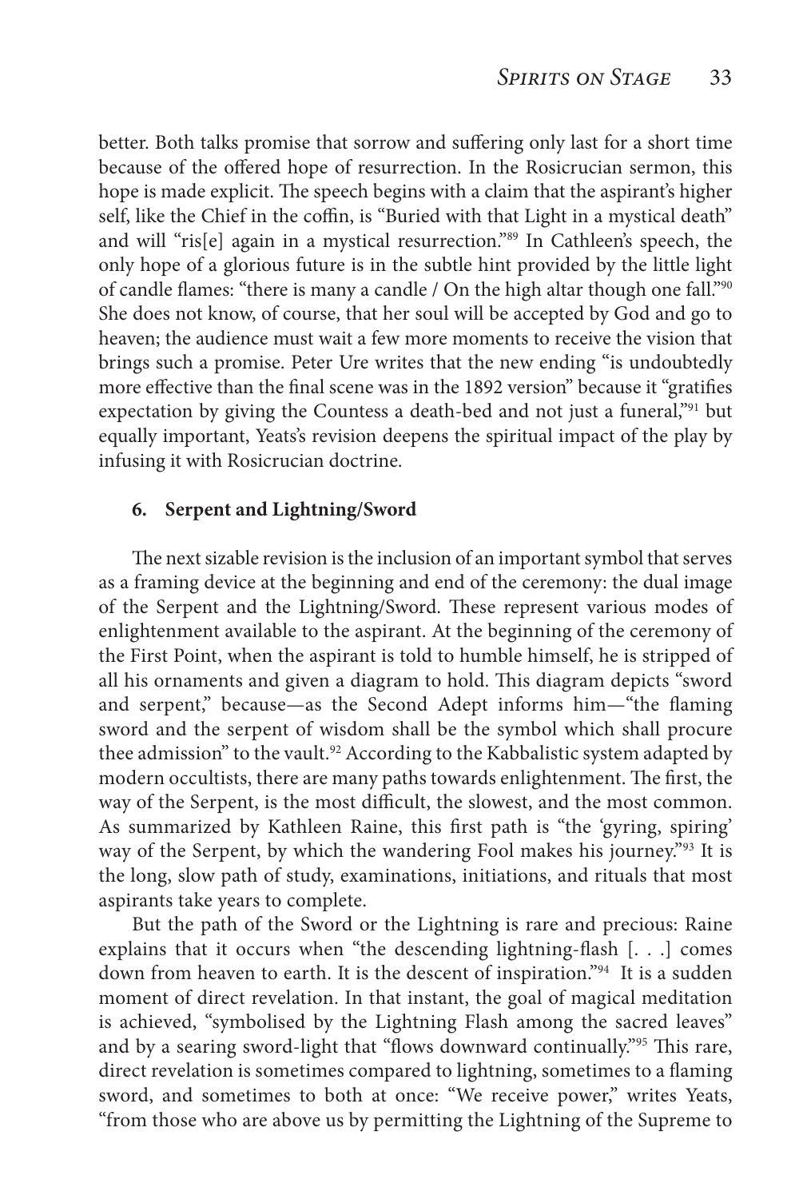better. Both talks promise that sorrow and suffering only last for a short time because of the offered hope of resurrection. In the Rosicrucian sermon, this hope is made explicit. The speech begins with a claim that the aspirant's higher self, like the Chief in the coffin, is "Buried with that Light in a mystical death" and will "ris[e] again in a mystical resurrection."[89] In Cathleen's speech, the only hope of a glorious future is in the subtle hint provided by the little light of candle flames: "there is many a candle / On the high altar though one fall."[90] She does not know, of course, that her soul will be accepted by God and go to heaven; the audience must wait a few more moments to receive the vision that brings such a promise. Peter Ure writes that the new ending "is undoubtedly more effective than the final scene was in the 1892 version" because it "gratifies expectation by giving the Countess a death-bed and not just a funeral,"[91] but equally important, Yeats's revision deepens the spiritual impact of the play by infusing it with Rosicrucian doctrine.

### 6. Serpent and Lightning/Sword

The next sizable revision is the inclusion of an important symbol that serves as a framing device at the beginning and end of the ceremony: the dual image of the Serpent and the Lightning/Sword. These represent various modes of enlightenment available to the aspirant. At the beginning of the ceremony of the First Point, when the aspirant is told to humble himself, he is stripped of all his ornaments and given a diagram to hold. This diagram depicts "sword and serpent," because—as the Second Adept informs him—"the flaming sword and the serpent of wisdom shall be the symbol which shall procure thee admission" to the vault.[92] According to the Kabbalistic system adapted by modern occultists, there are many paths towards enlightenment. The first, the way of the Serpent, is the most difficult, the slowest, and the most common. As summarized by Kathleen Raine, this first path is "the 'gyring, spiring' way of the Serpent, by which the wandering Fool makes his journey."[93] It is the long, slow path of study, examinations, initiations, and rituals that most aspirants take years to complete.

But the path of the Sword or the Lightning is rare and precious: Raine explains that it occurs when "the descending lightning-flash [. . .] comes down from heaven to earth. It is the descent of inspiration."[94] It is a sudden moment of direct revelation. In that instant, the goal of magical meditation is achieved, "symbolised by the Lightning Flash among the sacred leaves" and by a searing sword-light that "flows downward continually."[95] This rare, direct revelation is sometimes compared to lightning, sometimes to a flaming sword, and sometimes to both at once: "We receive power," writes Yeats, "from those who are above us by permitting the Lightning of the Supreme to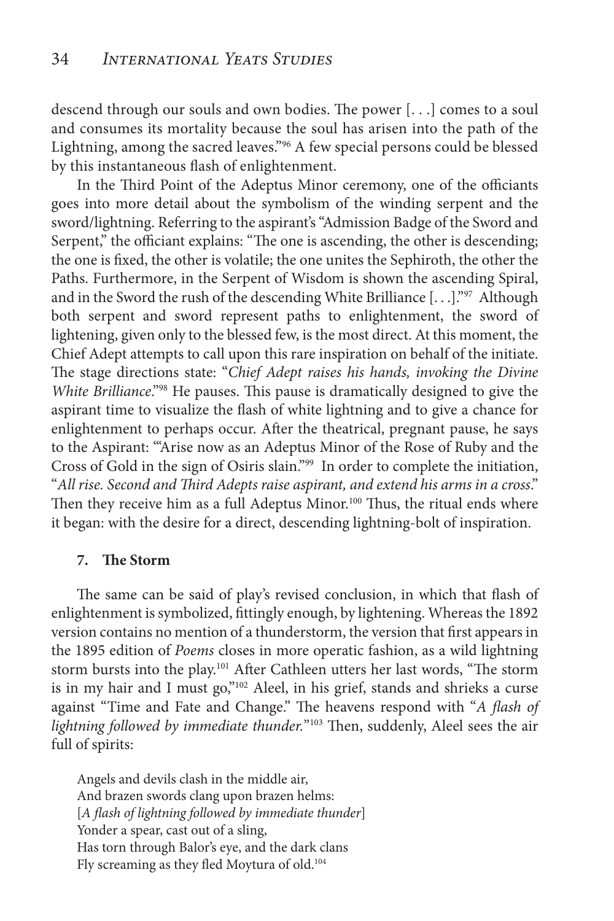descend through our souls and own bodies. The power [. . .] comes to a soul and consumes its mortality because the soul has arisen into the path of the Lightning, among the sacred leaves."[96] A few special persons could be blessed by this instantaneous flash of enlightenment.

In the Third Point of the Adeptus Minor ceremony, one of the officiants goes into more detail about the symbolism of the winding serpent and the sword/lightning. Referring to the aspirant's "Admission Badge of the Sword and Serpent," the officiant explains: "The one is ascending, the other is descending; the one is fixed, the other is volatile; the one unites the Sephiroth, the other the Paths. Furthermore, in the Serpent of Wisdom is shown the ascending Spiral, and in the Sword the rush of the descending White Brilliance [. . .]."[97] Although both serpent and sword represent paths to enlightenment, the sword of lightening, given only to the blessed few, is the most direct. At this moment, the Chief Adept attempts to call upon this rare inspiration on behalf of the initiate. The stage directions state: "*Chief Adept raises his hands, invoking the Divine White Brilliance*."[98] He pauses. This pause is dramatically designed to give the aspirant time to visualize the flash of white lightning and to give a chance for enlightenment to perhaps occur. After the theatrical, pregnant pause, he says to the Aspirant: "'Arise now as an Adeptus Minor of the Rose of Ruby and the Cross of Gold in the sign of Osiris slain."[99] In order to complete the initiation, "*All rise. Second and Third Adepts raise aspirant, and extend his arms in a cross*." Then they receive him as a full Adeptus Minor.[100] Thus, the ritual ends where it began: with the desire for a direct, descending lightning-bolt of inspiration.

## 7. The Storm

The same can be said of play's revised conclusion, in which that flash of enlightenment is symbolized, fittingly enough, by lightening. Whereas the 1892 version contains no mention of a thunderstorm, the version that first appears in the 1895 edition of *Poems* closes in more operatic fashion, as a wild lightning storm bursts into the play.[101] After Cathleen utters her last words, "The storm is in my hair and I must go,"[102] Aleel, in his grief, stands and shrieks a curse against "Time and Fate and Change." The heavens respond with "*A flash of lightning followed by immediate thunder.*"[103] Then, suddenly, Aleel sees the air full of spirits:

> Angels and devils clash in the middle air,
> And brazen swords clang upon brazen helms:
> [*A flash of lightning followed by immediate thunder*]
> Yonder a spear, cast out of a sling,
> Has torn through Balor's eye, and the dark clans
> Fly screaming as they fled Moytura of old.[104]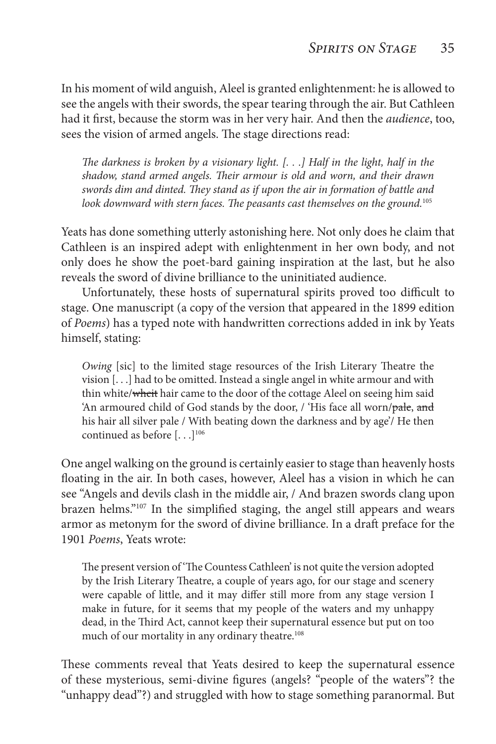In his moment of wild anguish, Aleel is granted enlightenment: he is allowed to see the angels with their swords, the spear tearing through the air. But Cathleen had it first, because the storm was in her very hair. And then the *audience*, too, sees the vision of armed angels. The stage directions read:

> *The darkness is broken by a visionary light. [. . .] Half in the light, half in the shadow, stand armed angels. Their armour is old and worn, and their drawn swords dim and dinted. They stand as if upon the air in formation of battle and look downward with stern faces. The peasants cast themselves on the ground.*[105]

Yeats has done something utterly astonishing here. Not only does he claim that Cathleen is an inspired adept with enlightenment in her own body, and not only does he show the poet-bard gaining inspiration at the last, but he also reveals the sword of divine brilliance to the uninitiated audience.

Unfortunately, these hosts of supernatural spirits proved too difficult to stage. One manuscript (a copy of the version that appeared in the 1899 edition of *Poems*) has a typed note with handwritten corrections added in ink by Yeats himself, stating:

> *Owing* [sic] to the limited stage resources of the Irish Literary Theatre the vision [. . .] had to be omitted. Instead a single angel in white armour and with thin white/~~wheit~~ hair came to the door of the cottage Aleel on seeing him said 'An armoured child of God stands by the door, / 'His face all worn/~~pale~~, ~~and~~ his hair all silver pale / With beating down the darkness and by age'/ He then continued as before [. . .][106]

One angel walking on the ground is certainly easier to stage than heavenly hosts floating in the air. In both cases, however, Aleel has a vision in which he can see "Angels and devils clash in the middle air, / And brazen swords clang upon brazen helms."[107] In the simplified staging, the angel still appears and wears armor as metonym for the sword of divine brilliance. In a draft preface for the 1901 *Poems*, Yeats wrote:

> The present version of 'The Countess Cathleen' is not quite the version adopted by the Irish Literary Theatre, a couple of years ago, for our stage and scenery were capable of little, and it may differ still more from any stage version I make in future, for it seems that my people of the waters and my unhappy dead, in the Third Act, cannot keep their supernatural essence but put on too much of our mortality in any ordinary theatre.[108]

These comments reveal that Yeats desired to keep the supernatural essence of these mysterious, semi-divine figures (angels? "people of the waters"? the "unhappy dead"?) and struggled with how to stage something paranormal. But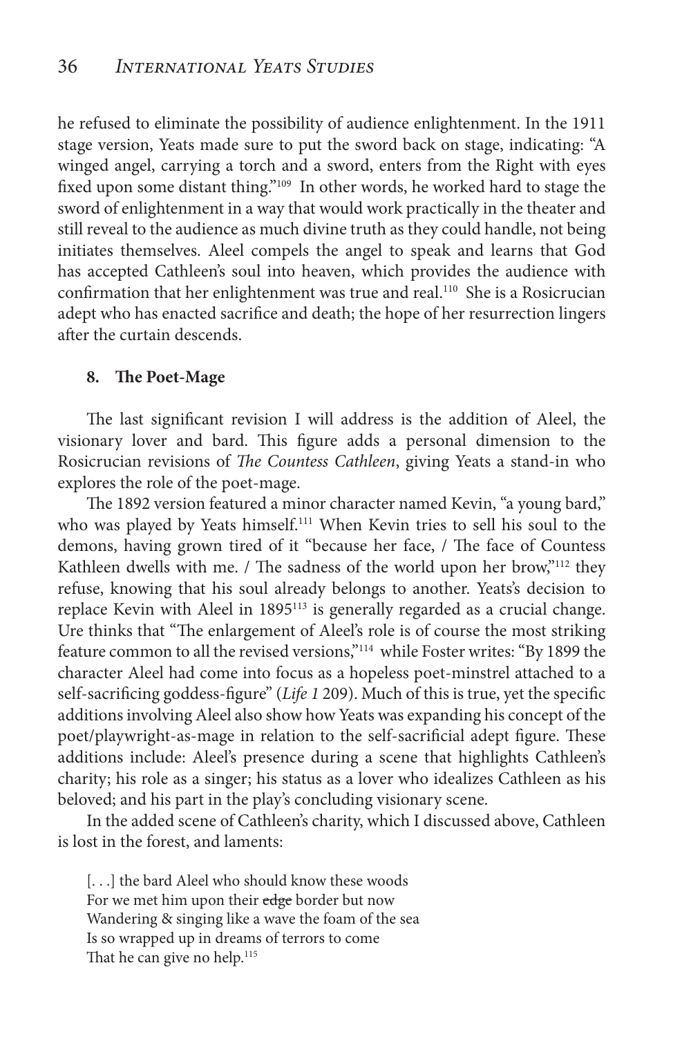he refused to eliminate the possibility of audience enlightenment. In the 1911 stage version, Yeats made sure to put the sword back on stage, indicating: "A winged angel, carrying a torch and a sword, enters from the Right with eyes fixed upon some distant thing."[109] In other words, he worked hard to stage the sword of enlightenment in a way that would work practically in the theater and still reveal to the audience as much divine truth as they could handle, not being initiates themselves. Aleel compels the angel to speak and learns that God has accepted Cathleen's soul into heaven, which provides the audience with confirmation that her enlightenment was true and real.[110] She is a Rosicrucian adept who has enacted sacrifice and death; the hope of her resurrection lingers after the curtain descends.

### 8. The Poet-Mage

The last significant revision I will address is the addition of Aleel, the visionary lover and bard. This figure adds a personal dimension to the Rosicrucian revisions of *The Countess Cathleen*, giving Yeats a stand-in who explores the role of the poet-mage.

The 1892 version featured a minor character named Kevin, "a young bard," who was played by Yeats himself.[111] When Kevin tries to sell his soul to the demons, having grown tired of it "because her face, / The face of Countess Kathleen dwells with me. / The sadness of the world upon her brow,"[112] they refuse, knowing that his soul already belongs to another. Yeats's decision to replace Kevin with Aleel in 1895[113] is generally regarded as a crucial change. Ure thinks that "The enlargement of Aleel's role is of course the most striking feature common to all the revised versions,"[114] while Foster writes: "By 1899 the character Aleel had come into focus as a hopeless poet-minstrel attached to a self-sacrificing goddess-figure" (*Life 1* 209). Much of this is true, yet the specific additions involving Aleel also show how Yeats was expanding his concept of the poet/playwright-as-mage in relation to the self-sacrificial adept figure. These additions include: Aleel's presence during a scene that highlights Cathleen's charity; his role as a singer; his status as a lover who idealizes Cathleen as his beloved; and his part in the play's concluding visionary scene.

In the added scene of Cathleen's charity, which I discussed above, Cathleen is lost in the forest, and laments:

> [. . .] the bard Aleel who should know these woods
> For we met him upon their ~~edge~~ border but now
> Wandering & singing like a wave the foam of the sea
> Is so wrapped up in dreams of terrors to come
> That he can give no help.[115]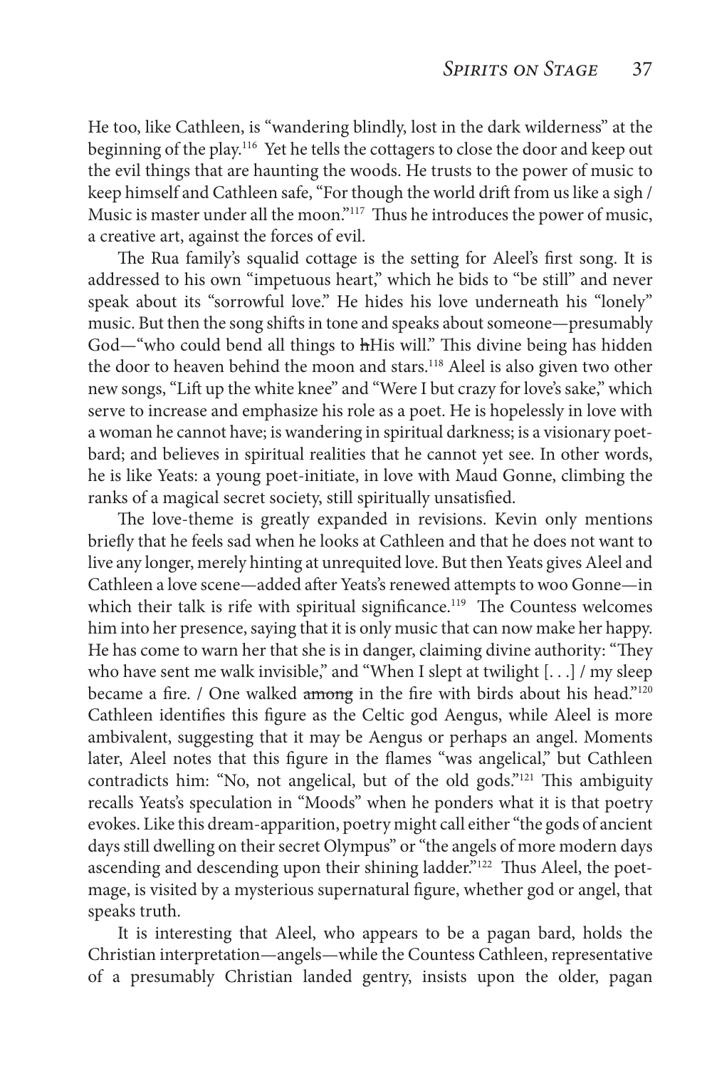He too, like Cathleen, is "wandering blindly, lost in the dark wilderness" at the beginning of the play.[116] Yet he tells the cottagers to close the door and keep out the evil things that are haunting the woods. He trusts to the power of music to keep himself and Cathleen safe, "For though the world drift from us like a sigh / Music is master under all the moon."[117] Thus he introduces the power of music, a creative art, against the forces of evil.

The Rua family's squalid cottage is the setting for Aleel's first song. It is addressed to his own "impetuous heart," which he bids to "be still" and never speak about its "sorrowful love." He hides his love underneath his "lonely" music. But then the song shifts in tone and speaks about someone—presumably God—"who could bend all things to ~~h~~His will." This divine being has hidden the door to heaven behind the moon and stars.[118] Aleel is also given two other new songs, "Lift up the white knee" and "Were I but crazy for love's sake," which serve to increase and emphasize his role as a poet. He is hopelessly in love with a woman he cannot have; is wandering in spiritual darkness; is a visionary poet-bard; and believes in spiritual realities that he cannot yet see. In other words, he is like Yeats: a young poet-initiate, in love with Maud Gonne, climbing the ranks of a magical secret society, still spiritually unsatisfied.

The love-theme is greatly expanded in revisions. Kevin only mentions briefly that he feels sad when he looks at Cathleen and that he does not want to live any longer, merely hinting at unrequited love. But then Yeats gives Aleel and Cathleen a love scene—added after Yeats's renewed attempts to woo Gonne—in which their talk is rife with spiritual significance.[119] The Countess welcomes him into her presence, saying that it is only music that can now make her happy. He has come to warn her that she is in danger, claiming divine authority: "They who have sent me walk invisible," and "When I slept at twilight [. . .] / my sleep became a fire. / One walked ~~among~~ in the fire with birds about his head."[120] Cathleen identifies this figure as the Celtic god Aengus, while Aleel is more ambivalent, suggesting that it may be Aengus or perhaps an angel. Moments later, Aleel notes that this figure in the flames "was angelical," but Cathleen contradicts him: "No, not angelical, but of the old gods."[121] This ambiguity recalls Yeats's speculation in "Moods" when he ponders what it is that poetry evokes. Like this dream-apparition, poetry might call either "the gods of ancient days still dwelling on their secret Olympus" or "the angels of more modern days ascending and descending upon their shining ladder."[122] Thus Aleel, the poet-mage, is visited by a mysterious supernatural figure, whether god or angel, that speaks truth.

It is interesting that Aleel, who appears to be a pagan bard, holds the Christian interpretation—angels—while the Countess Cathleen, representative of a presumably Christian landed gentry, insists upon the older, pagan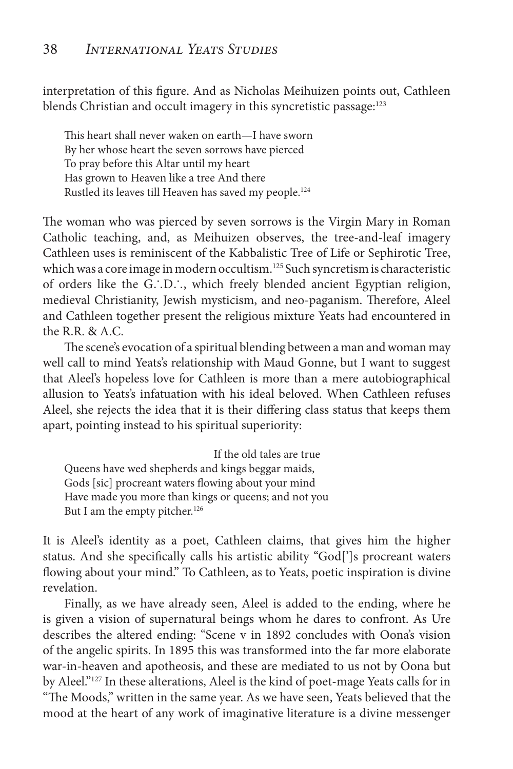interpretation of this figure. And as Nicholas Meihuizen points out, Cathleen blends Christian and occult imagery in this syncretistic passage:[123]

> This heart shall never waken on earth—I have sworn
> By her whose heart the seven sorrows have pierced
> To pray before this Altar until my heart
> Has grown to Heaven like a tree And there
> Rustled its leaves till Heaven has saved my people.[124]

The woman who was pierced by seven sorrows is the Virgin Mary in Roman Catholic teaching, and, as Meihuizen observes, the tree-and-leaf imagery Cathleen uses is reminiscent of the Kabbalistic Tree of Life or Sephirotic Tree, which was a core image in modern occultism.[125] Such syncretism is characteristic of orders like the G.∴D.∴, which freely blended ancient Egyptian religion, medieval Christianity, Jewish mysticism, and neo-paganism. Therefore, Aleel and Cathleen together present the religious mixture Yeats had encountered in the R.R. & A.C.

The scene's evocation of a spiritual blending between a man and woman may well call to mind Yeats's relationship with Maud Gonne, but I want to suggest that Aleel's hopeless love for Cathleen is more than a mere autobiographical allusion to Yeats's infatuation with his ideal beloved. When Cathleen refuses Aleel, she rejects the idea that it is their differing class status that keeps them apart, pointing instead to his spiritual superiority:

> If the old tales are true
> Queens have wed shepherds and kings beggar maids,
> Gods [sic] procreant waters flowing about your mind
> Have made you more than kings or queens; and not you
> But I am the empty pitcher.[126]

It is Aleel's identity as a poet, Cathleen claims, that gives him the higher status. And she specifically calls his artistic ability "God[']s procreant waters flowing about your mind." To Cathleen, as to Yeats, poetic inspiration is divine revelation.

Finally, as we have already seen, Aleel is added to the ending, where he is given a vision of supernatural beings whom he dares to confront. As Ure describes the altered ending: "Scene v in 1892 concludes with Oona's vision of the angelic spirits. In 1895 this was transformed into the far more elaborate war-in-heaven and apotheosis, and these are mediated to us not by Oona but by Aleel."[127] In these alterations, Aleel is the kind of poet-mage Yeats calls for in "The Moods," written in the same year. As we have seen, Yeats believed that the mood at the heart of any work of imaginative literature is a divine messenger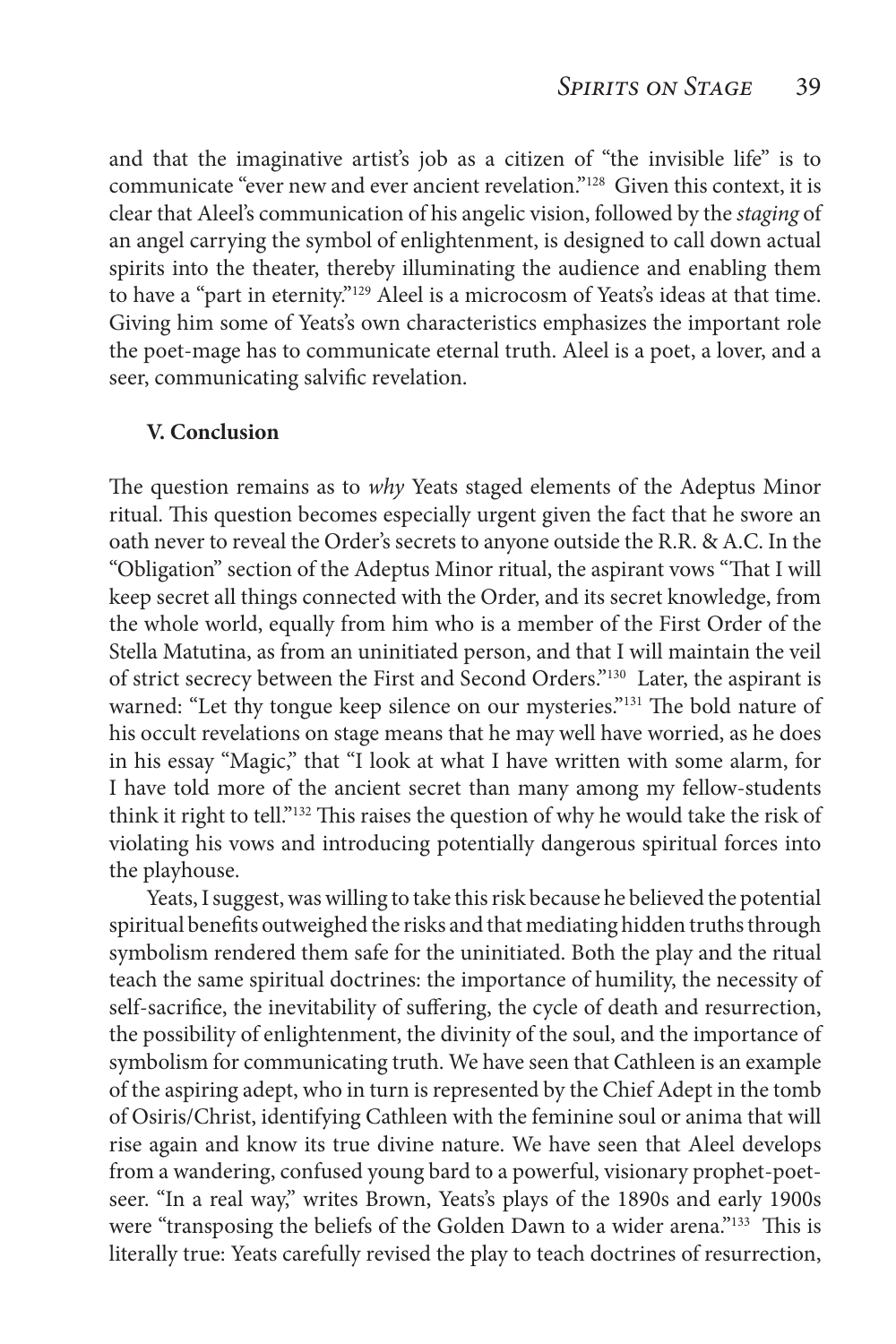and that the imaginative artist's job as a citizen of "the invisible life" is to communicate "ever new and ever ancient revelation."[128] Given this context, it is clear that Aleel's communication of his angelic vision, followed by the *staging* of an angel carrying the symbol of enlightenment, is designed to call down actual spirits into the theater, thereby illuminating the audience and enabling them to have a "part in eternity."[129] Aleel is a microcosm of Yeats's ideas at that time. Giving him some of Yeats's own characteristics emphasizes the important role the poet-mage has to communicate eternal truth. Aleel is a poet, a lover, and a seer, communicating salvific revelation.

**V. Conclusion**

The question remains as to *why* Yeats staged elements of the Adeptus Minor ritual. This question becomes especially urgent given the fact that he swore an oath never to reveal the Order's secrets to anyone outside the R.R. & A.C. In the "Obligation" section of the Adeptus Minor ritual, the aspirant vows "That I will keep secret all things connected with the Order, and its secret knowledge, from the whole world, equally from him who is a member of the First Order of the Stella Matutina, as from an uninitiated person, and that I will maintain the veil of strict secrecy between the First and Second Orders."[130] Later, the aspirant is warned: "Let thy tongue keep silence on our mysteries."[131] The bold nature of his occult revelations on stage means that he may well have worried, as he does in his essay "Magic," that "I look at what I have written with some alarm, for I have told more of the ancient secret than many among my fellow-students think it right to tell."[132] This raises the question of why he would take the risk of violating his vows and introducing potentially dangerous spiritual forces into the playhouse.

Yeats, I suggest, was willing to take this risk because he believed the potential spiritual benefits outweighed the risks and that mediating hidden truths through symbolism rendered them safe for the uninitiated. Both the play and the ritual teach the same spiritual doctrines: the importance of humility, the necessity of self-sacrifice, the inevitability of suffering, the cycle of death and resurrection, the possibility of enlightenment, the divinity of the soul, and the importance of symbolism for communicating truth. We have seen that Cathleen is an example of the aspiring adept, who in turn is represented by the Chief Adept in the tomb of Osiris/Christ, identifying Cathleen with the feminine soul or anima that will rise again and know its true divine nature. We have seen that Aleel develops from a wandering, confused young bard to a powerful, visionary prophet-poet-seer. "In a real way," writes Brown, Yeats's plays of the 1890s and early 1900s were "transposing the beliefs of the Golden Dawn to a wider arena."[133] This is literally true: Yeats carefully revised the play to teach doctrines of resurrection,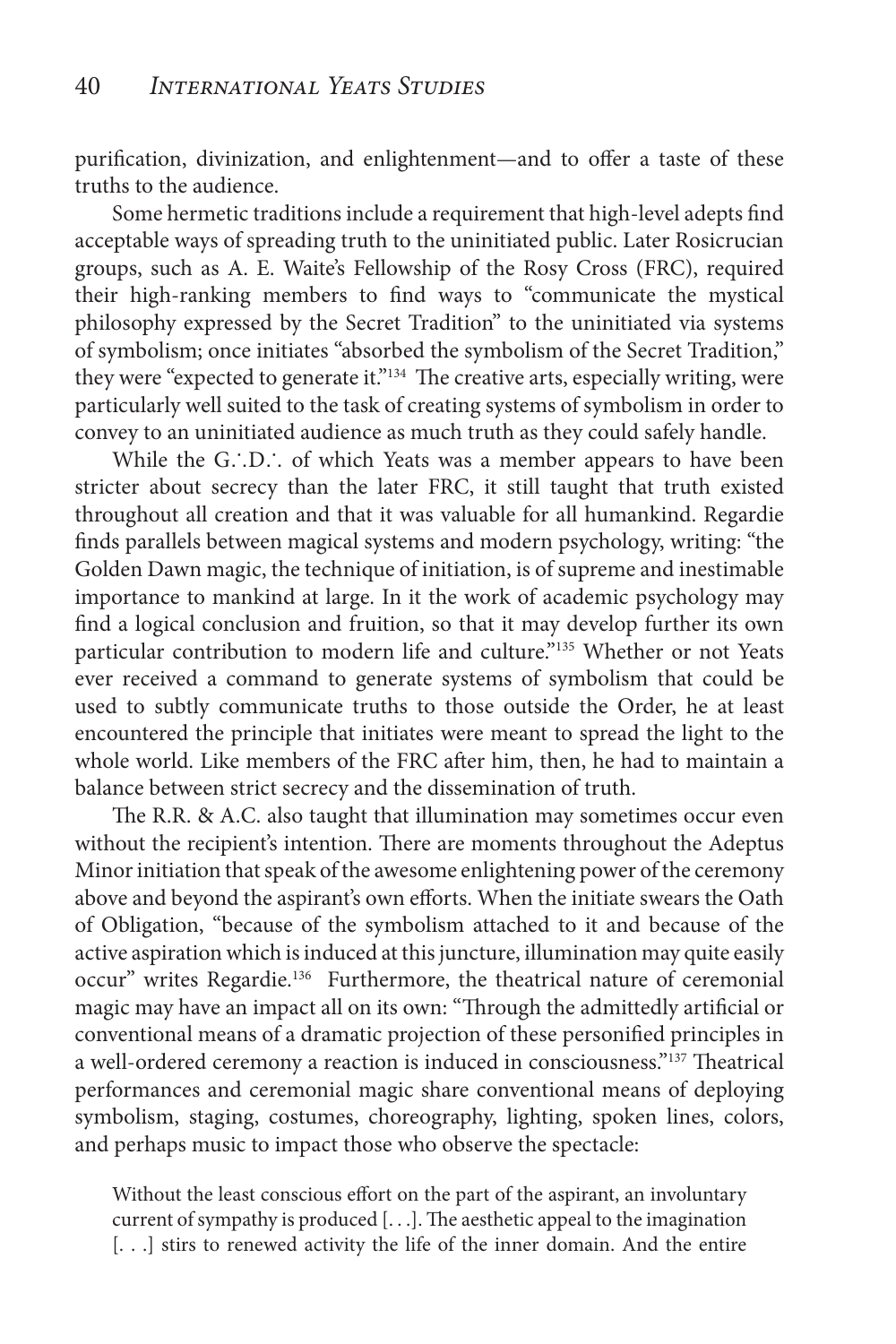purification, divinization, and enlightenment—and to offer a taste of these truths to the audience.

Some hermetic traditions include a requirement that high-level adepts find acceptable ways of spreading truth to the uninitiated public. Later Rosicrucian groups, such as A. E. Waite's Fellowship of the Rosy Cross (FRC), required their high-ranking members to find ways to "communicate the mystical philosophy expressed by the Secret Tradition" to the uninitiated via systems of symbolism; once initiates "absorbed the symbolism of the Secret Tradition," they were "expected to generate it."[134] The creative arts, especially writing, were particularly well suited to the task of creating systems of symbolism in order to convey to an uninitiated audience as much truth as they could safely handle.

While the G.˙.D.˙. of which Yeats was a member appears to have been stricter about secrecy than the later FRC, it still taught that truth existed throughout all creation and that it was valuable for all humankind. Regardie finds parallels between magical systems and modern psychology, writing: "the Golden Dawn magic, the technique of initiation, is of supreme and inestimable importance to mankind at large. In it the work of academic psychology may find a logical conclusion and fruition, so that it may develop further its own particular contribution to modern life and culture."[135] Whether or not Yeats ever received a command to generate systems of symbolism that could be used to subtly communicate truths to those outside the Order, he at least encountered the principle that initiates were meant to spread the light to the whole world. Like members of the FRC after him, then, he had to maintain a balance between strict secrecy and the dissemination of truth.

The R.R. & A.C. also taught that illumination may sometimes occur even without the recipient's intention. There are moments throughout the Adeptus Minor initiation that speak of the awesome enlightening power of the ceremony above and beyond the aspirant's own efforts. When the initiate swears the Oath of Obligation, "because of the symbolism attached to it and because of the active aspiration which is induced at this juncture, illumination may quite easily occur" writes Regardie.[136] Furthermore, the theatrical nature of ceremonial magic may have an impact all on its own: "Through the admittedly artificial or conventional means of a dramatic projection of these personified principles in a well-ordered ceremony a reaction is induced in consciousness."[137] Theatrical performances and ceremonial magic share conventional means of deploying symbolism, staging, costumes, choreography, lighting, spoken lines, colors, and perhaps music to impact those who observe the spectacle:

> Without the least conscious effort on the part of the aspirant, an involuntary current of sympathy is produced [. . .]. The aesthetic appeal to the imagination [. . .] stirs to renewed activity the life of the inner domain. And the entire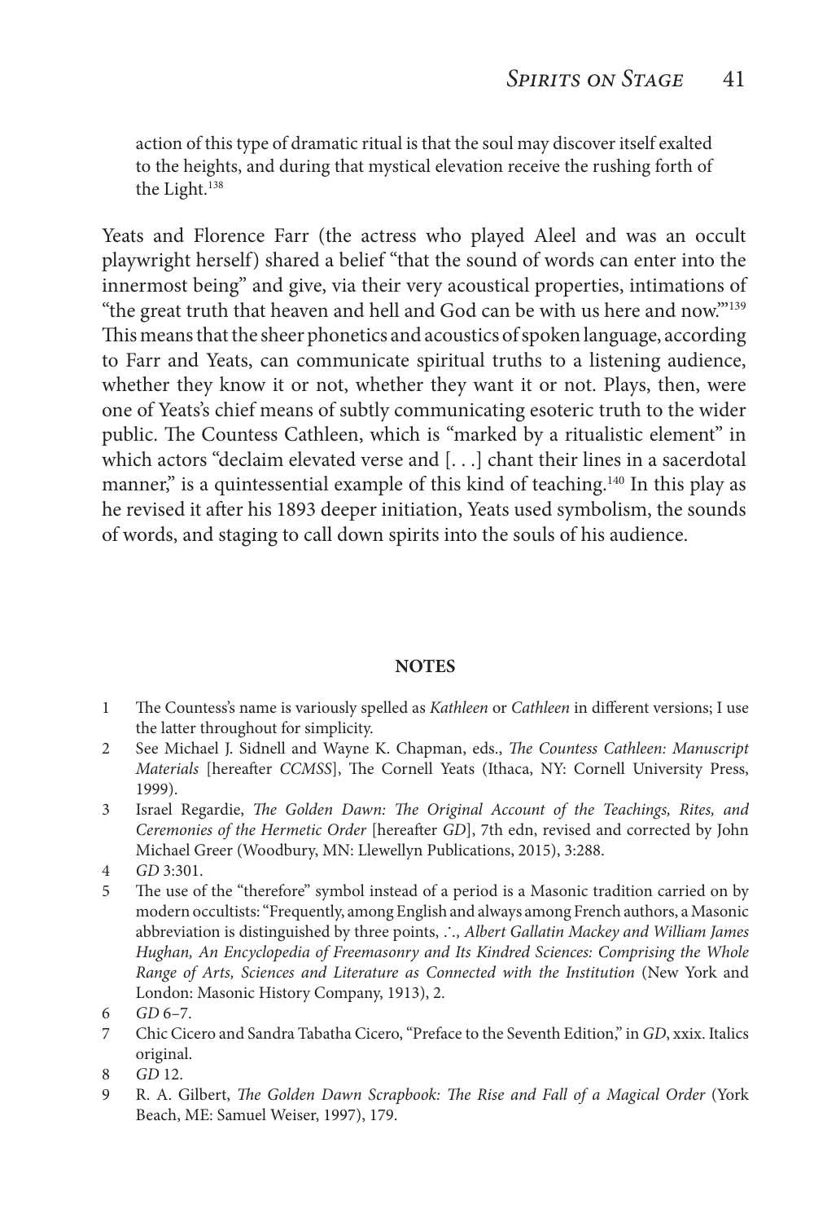> action of this type of dramatic ritual is that the soul may discover itself exalted to the heights, and during that mystical elevation receive the rushing forth of the Light.[138]

Yeats and Florence Farr (the actress who played Aleel and was an occult playwright herself) shared a belief "that the sound of words can enter into the innermost being" and give, via their very acoustical properties, intimations of "the great truth that heaven and hell and God can be with us here and now."'[139] This means that the sheer phonetics and acoustics of spoken language, according to Farr and Yeats, can communicate spiritual truths to a listening audience, whether they know it or not, whether they want it or not. Plays, then, were one of Yeats's chief means of subtly communicating esoteric truth to the wider public. The Countess Cathleen, which is "marked by a ritualistic element" in which actors "declaim elevated verse and [. . .] chant their lines in a sacerdotal manner," is a quintessential example of this kind of teaching.[140] In this play as he revised it after his 1893 deeper initiation, Yeats used symbolism, the sounds of words, and staging to call down spirits into the souls of his audience.

## NOTES

1. The Countess's name is variously spelled as *Kathleen* or *Cathleen* in different versions; I use the latter throughout for simplicity.
2. See Michael J. Sidnell and Wayne K. Chapman, eds., *The Countess Cathleen: Manuscript Materials* [hereafter *CCMSS*], The Cornell Yeats (Ithaca, NY: Cornell University Press, 1999).
3. Israel Regardie, *The Golden Dawn: The Original Account of the Teachings, Rites, and Ceremonies of the Hermetic Order* [hereafter *GD*], 7th edn, revised and corrected by John Michael Greer (Woodbury, MN: Llewellyn Publications, 2015), 3:288.
4. *GD* 3:301.
5. The use of the "therefore" symbol instead of a period is a Masonic tradition carried on by modern occultists: "Frequently, among English and always among French authors, a Masonic abbreviation is distinguished by three points, ∴, *Albert Gallatin Mackey and William James Hughan, An Encyclopedia of Freemasonry and Its Kindred Sciences: Comprising the Whole Range of Arts, Sciences and Literature as Connected with the Institution* (New York and London: Masonic History Company, 1913), 2.
6. *GD* 6–7.
7. Chic Cicero and Sandra Tabatha Cicero, "Preface to the Seventh Edition," in *GD*, xxix. Italics original.
8. *GD* 12.
9. R. A. Gilbert, *The Golden Dawn Scrapbook: The Rise and Fall of a Magical Order* (York Beach, ME: Samuel Weiser, 1997), 179.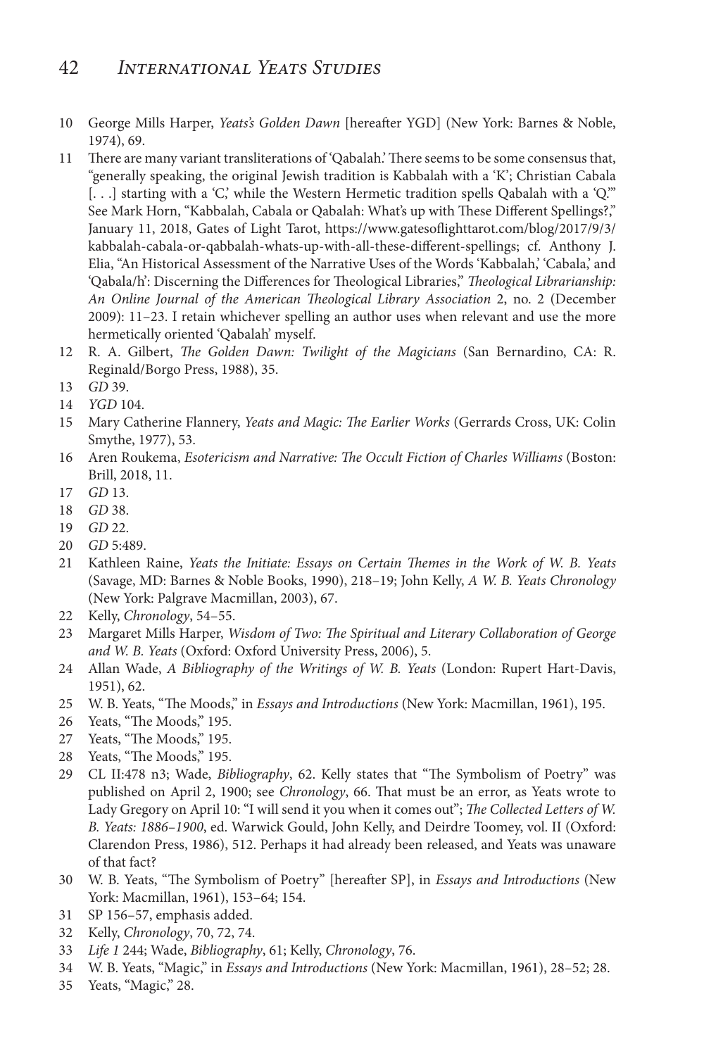10 George Mills Harper, *Yeats's Golden Dawn* [hereafter YGD] (New York: Barnes & Noble, 1974), 69.

11 There are many variant transliterations of 'Qabalah.' There seems to be some consensus that, "generally speaking, the original Jewish tradition is Kabbalah with a 'K'; Christian Cabala [. . .] starting with a 'C,' while the Western Hermetic tradition spells Qabalah with a 'Q.'" See Mark Horn, "Kabbalah, Cabala or Qabalah: What's up with These Different Spellings?," January 11, 2018, Gates of Light Tarot, https://www.gatesoflighttarot.com/blog/2017/9/3/kabbalah-cabala-or-qabbalah-whats-up-with-all-these-different-spellings; cf. Anthony J. Elia, "An Historical Assessment of the Narrative Uses of the Words 'Kabbalah,' 'Cabala,' and 'Qabala/h': Discerning the Differences for Theological Libraries," *Theological Librarianship: An Online Journal of the American Theological Library Association* 2, no. 2 (December 2009): 11–23. I retain whichever spelling an author uses when relevant and use the more hermetically oriented 'Qabalah' myself.

12 R. A. Gilbert, *The Golden Dawn: Twilight of the Magicians* (San Bernardino, CA: R. Reginald/Borgo Press, 1988), 35.

13 *GD* 39.

14 *YGD* 104.

15 Mary Catherine Flannery, *Yeats and Magic: The Earlier Works* (Gerrards Cross, UK: Colin Smythe, 1977), 53.

16 Aren Roukema, *Esotericism and Narrative: The Occult Fiction of Charles Williams* (Boston: Brill, 2018, 11.

17 *GD* 13.

18 *GD* 38.

19 *GD* 22.

20 *GD* 5:489.

21 Kathleen Raine, *Yeats the Initiate: Essays on Certain Themes in the Work of W. B. Yeats* (Savage, MD: Barnes & Noble Books, 1990), 218–19; John Kelly, *A W. B. Yeats Chronology* (New York: Palgrave Macmillan, 2003), 67.

22 Kelly, *Chronology*, 54–55.

23 Margaret Mills Harper, *Wisdom of Two: The Spiritual and Literary Collaboration of George and W. B. Yeats* (Oxford: Oxford University Press, 2006), 5.

24 Allan Wade, *A Bibliography of the Writings of W. B. Yeats* (London: Rupert Hart-Davis, 1951), 62.

25 W. B. Yeats, "The Moods," in *Essays and Introductions* (New York: Macmillan, 1961), 195.

26 Yeats, "The Moods," 195.

27 Yeats, "The Moods," 195.

28 Yeats, "The Moods," 195.

29 CL II:478 n3; Wade, *Bibliography*, 62. Kelly states that "The Symbolism of Poetry" was published on April 2, 1900; see *Chronology*, 66. That must be an error, as Yeats wrote to Lady Gregory on April 10: "I will send it you when it comes out"; *The Collected Letters of W. B. Yeats: 1886–1900*, ed. Warwick Gould, John Kelly, and Deirdre Toomey, vol. II (Oxford: Clarendon Press, 1986), 512. Perhaps it had already been released, and Yeats was unaware of that fact?

30 W. B. Yeats, "The Symbolism of Poetry" [hereafter SP], in *Essays and Introductions* (New York: Macmillan, 1961), 153–64; 154.

31 SP 156–57, emphasis added.

32 Kelly, *Chronology*, 70, 72, 74.

33 *Life 1* 244; Wade, *Bibliography*, 61; Kelly, *Chronology*, 76.

34 W. B. Yeats, "Magic," in *Essays and Introductions* (New York: Macmillan, 1961), 28–52; 28.

35 Yeats, "Magic," 28.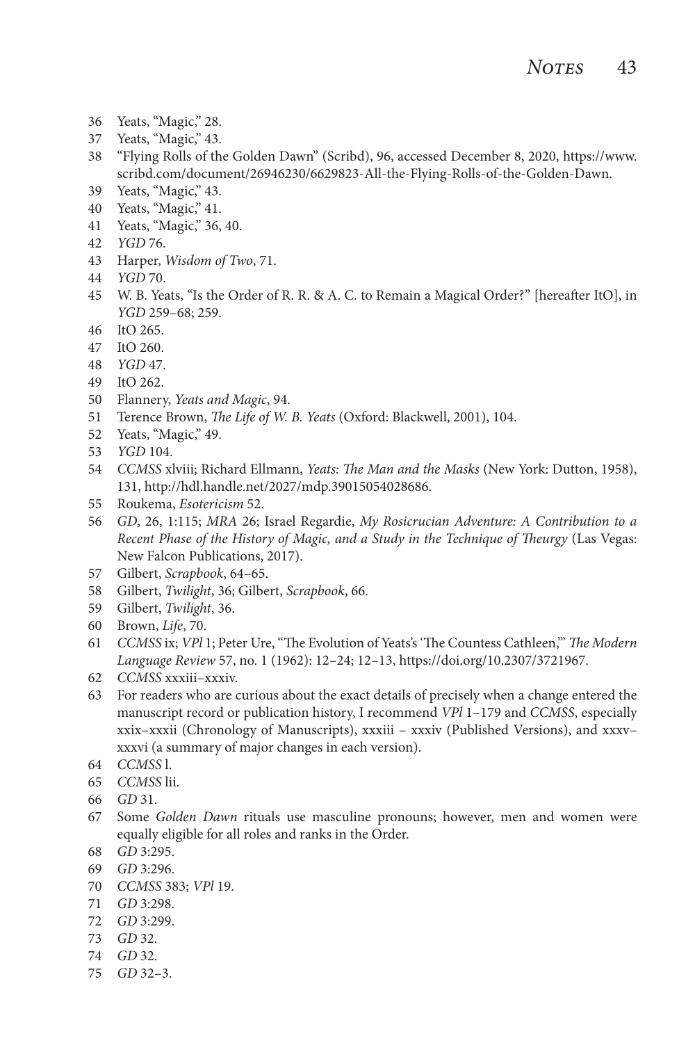36 Yeats, "Magic," 28.
37 Yeats, "Magic," 43.
38 "Flying Rolls of the Golden Dawn" (Scribd), 96, accessed December 8, 2020, https://www.scribd.com/document/26946230/6629823-All-the-Flying-Rolls-of-the-Golden-Dawn.
39 Yeats, "Magic," 43.
40 Yeats, "Magic," 41.
41 Yeats, "Magic," 36, 40.
42 *YGD* 76.
43 Harper, *Wisdom of Two*, 71.
44 *YGD* 70.
45 W. B. Yeats, "Is the Order of R. R. & A. C. to Remain a Magical Order?" [hereafter ItO], in *YGD* 259–68; 259.
46 ItO 265.
47 ItO 260.
48 *YGD* 47.
49 ItO 262.
50 Flannery, *Yeats and Magic*, 94.
51 Terence Brown, *The Life of W. B. Yeats* (Oxford: Blackwell, 2001), 104.
52 Yeats, "Magic," 49.
53 *YGD* 104.
54 *CCMSS* xlviii; Richard Ellmann, *Yeats: The Man and the Masks* (New York: Dutton, 1958), 131, http://hdl.handle.net/2027/mdp.39015054028686.
55 Roukema, *Esotericism* 52.
56 *GD*, 26, 1:115; *MRA* 26; Israel Regardie, *My Rosicrucian Adventure: A Contribution to a Recent Phase of the History of Magic, and a Study in the Technique of Theurgy* (Las Vegas: New Falcon Publications, 2017).
57 Gilbert, *Scrapbook*, 64–65.
58 Gilbert, *Twilight*, 36; Gilbert, *Scrapbook*, 66.
59 Gilbert, *Twilight*, 36.
60 Brown, *Life*, 70.
61 *CCMSS* ix; *VPl* 1; Peter Ure, "The Evolution of Yeats's 'The Countess Cathleen,'" *The Modern Language Review* 57, no. 1 (1962): 12–24; 12–13, https://doi.org/10.2307/3721967.
62 *CCMSS* xxxiii–xxxiv.
63 For readers who are curious about the exact details of precisely when a change entered the manuscript record or publication history, I recommend *VPl* 1–179 and *CCMSS*, especially xxix–xxxii (Chronology of Manuscripts), xxxiii – xxxiv (Published Versions), and xxxv–xxxvi (a summary of major changes in each version).
64 *CCMSS* l.
65 *CCMSS* lii.
66 *GD* 31.
67 Some *Golden Dawn* rituals use masculine pronouns; however, men and women were equally eligible for all roles and ranks in the Order.
68 *GD* 3:295.
69 *GD* 3:296.
70 *CCMSS* 383; *VPl* 19.
71 *GD* 3:298.
72 *GD* 3:299.
73 *GD* 32.
74 *GD* 32.
75 *GD* 32–3.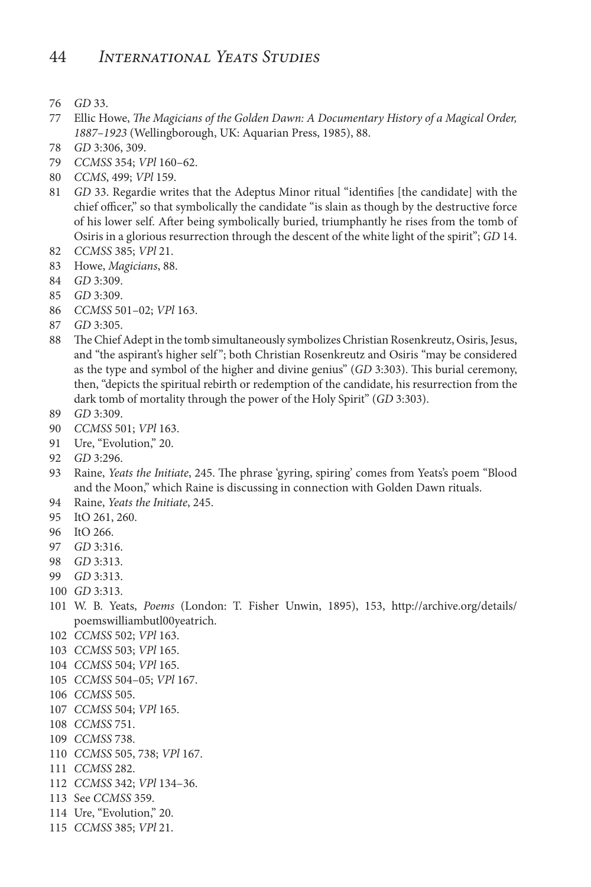76 *GD* 33.

77 Ellic Howe, *The Magicians of the Golden Dawn: A Documentary History of a Magical Order, 1887–1923* (Wellingborough, UK: Aquarian Press, 1985), 88.

78 *GD* 3:306, 309.

79 *CCMSS* 354; *VPl* 160–62.

80 *CCMS*, 499; *VPl* 159.

81 *GD* 33. Regardie writes that the Adeptus Minor ritual "identifies [the candidate] with the chief officer," so that symbolically the candidate "is slain as though by the destructive force of his lower self. After being symbolically buried, triumphantly he rises from the tomb of Osiris in a glorious resurrection through the descent of the white light of the spirit"; *GD* 14.

82 *CCMSS* 385; *VPl* 21.

83 Howe, *Magicians*, 88.

84 *GD* 3:309.

85 *GD* 3:309.

86 *CCMSS* 501–02; *VPl* 163.

87 *GD* 3:305.

88 The Chief Adept in the tomb simultaneously symbolizes Christian Rosenkreutz, Osiris, Jesus, and "the aspirant's higher self"; both Christian Rosenkreutz and Osiris "may be considered as the type and symbol of the higher and divine genius" (*GD* 3:303). This burial ceremony, then, "depicts the spiritual rebirth or redemption of the candidate, his resurrection from the dark tomb of mortality through the power of the Holy Spirit" (*GD* 3:303).

89 *GD* 3:309.

90 *CCMSS* 501; *VPl* 163.

91 Ure, "Evolution," 20.

92 *GD* 3:296.

93 Raine, *Yeats the Initiate*, 245. The phrase 'gyring, spiring' comes from Yeats's poem "Blood and the Moon," which Raine is discussing in connection with Golden Dawn rituals.

94 Raine, *Yeats the Initiate*, 245.

95 ItO 261, 260.

96 ItO 266.

97 *GD* 3:316.

98 *GD* 3:313.

99 *GD* 3:313.

100 *GD* 3:313.

101 W. B. Yeats, *Poems* (London: T. Fisher Unwin, 1895), 153, http://archive.org/details/poemswilliambutl00yeatrich.

102 *CCMSS* 502; *VPl* 163.

103 *CCMSS* 503; *VPl* 165.

104 *CCMSS* 504; *VPl* 165.

105 *CCMSS* 504–05; *VPl* 167.

106 *CCMSS* 505.

107 *CCMSS* 504; *VPl* 165.

108 *CCMSS* 751.

109 *CCMSS* 738.

110 *CCMSS* 505, 738; *VPl* 167.

111 *CCMSS* 282.

112 *CCMSS* 342; *VPl* 134–36.

113 See *CCMSS* 359.

114 Ure, "Evolution," 20.

115 *CCMSS* 385; *VPl* 21.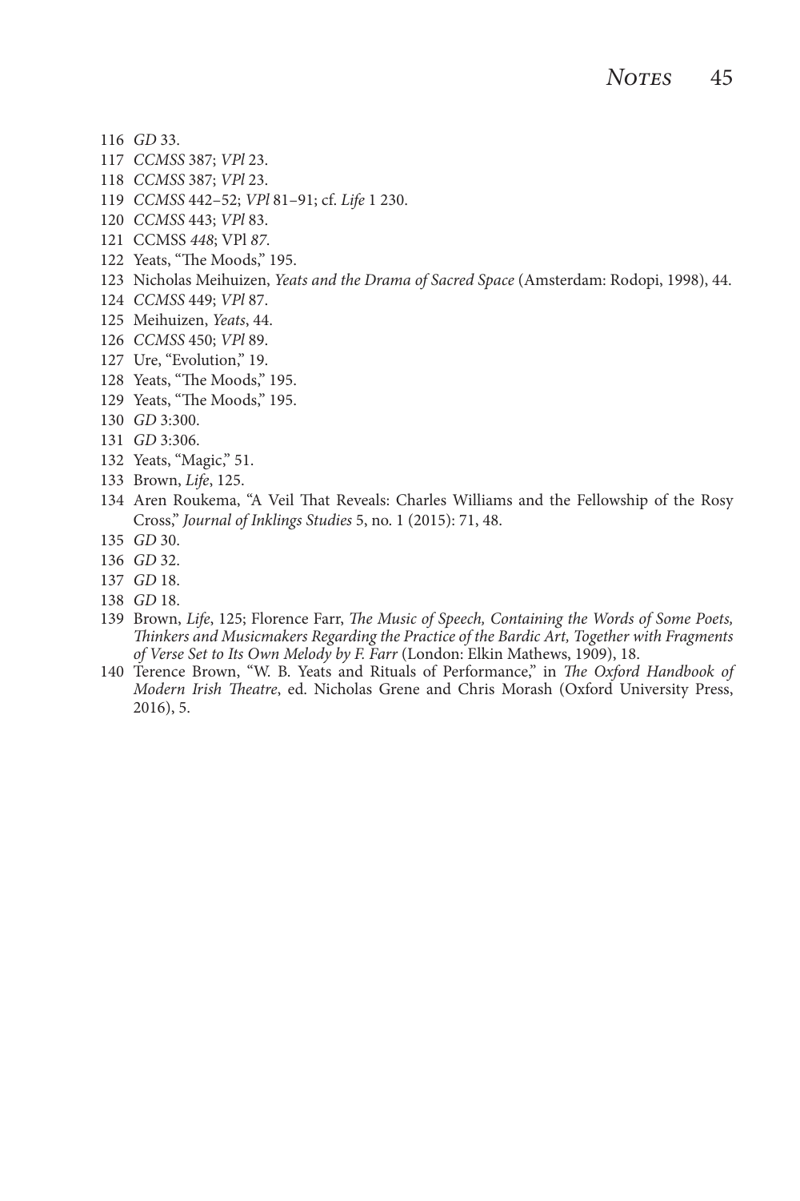116 *GD* 33.
117 *CCMSS* 387; *VPl* 23.
118 *CCMSS* 387; *VPl* 23.
119 *CCMSS* 442–52; *VPl* 81–91; cf. *Life* 1 230.
120 *CCMSS* 443; *VPl* 83.
121 CCMSS *448*; VPl *87*.
122 Yeats, "The Moods," 195.
123 Nicholas Meihuizen, *Yeats and the Drama of Sacred Space* (Amsterdam: Rodopi, 1998), 44.
124 *CCMSS* 449; *VPl* 87.
125 Meihuizen, *Yeats*, 44.
126 *CCMSS* 450; *VPl* 89.
127 Ure, "Evolution," 19.
128 Yeats, "The Moods," 195.
129 Yeats, "The Moods," 195.
130 *GD* 3:300.
131 *GD* 3:306.
132 Yeats, "Magic," 51.
133 Brown, *Life*, 125.
134 Aren Roukema, "A Veil That Reveals: Charles Williams and the Fellowship of the Rosy Cross," *Journal of Inklings Studies* 5, no. 1 (2015): 71, 48.
135 *GD* 30.
136 *GD* 32.
137 *GD* 18.
138 *GD* 18.
139 Brown, *Life*, 125; Florence Farr, *The Music of Speech, Containing the Words of Some Poets, Thinkers and Musicmakers Regarding the Practice of the Bardic Art, Together with Fragments of Verse Set to Its Own Melody by F. Farr* (London: Elkin Mathews, 1909), 18.
140 Terence Brown, "W. B. Yeats and Rituals of Performance," in *The Oxford Handbook of Modern Irish Theatre*, ed. Nicholas Grene and Chris Morash (Oxford University Press, 2016), 5.